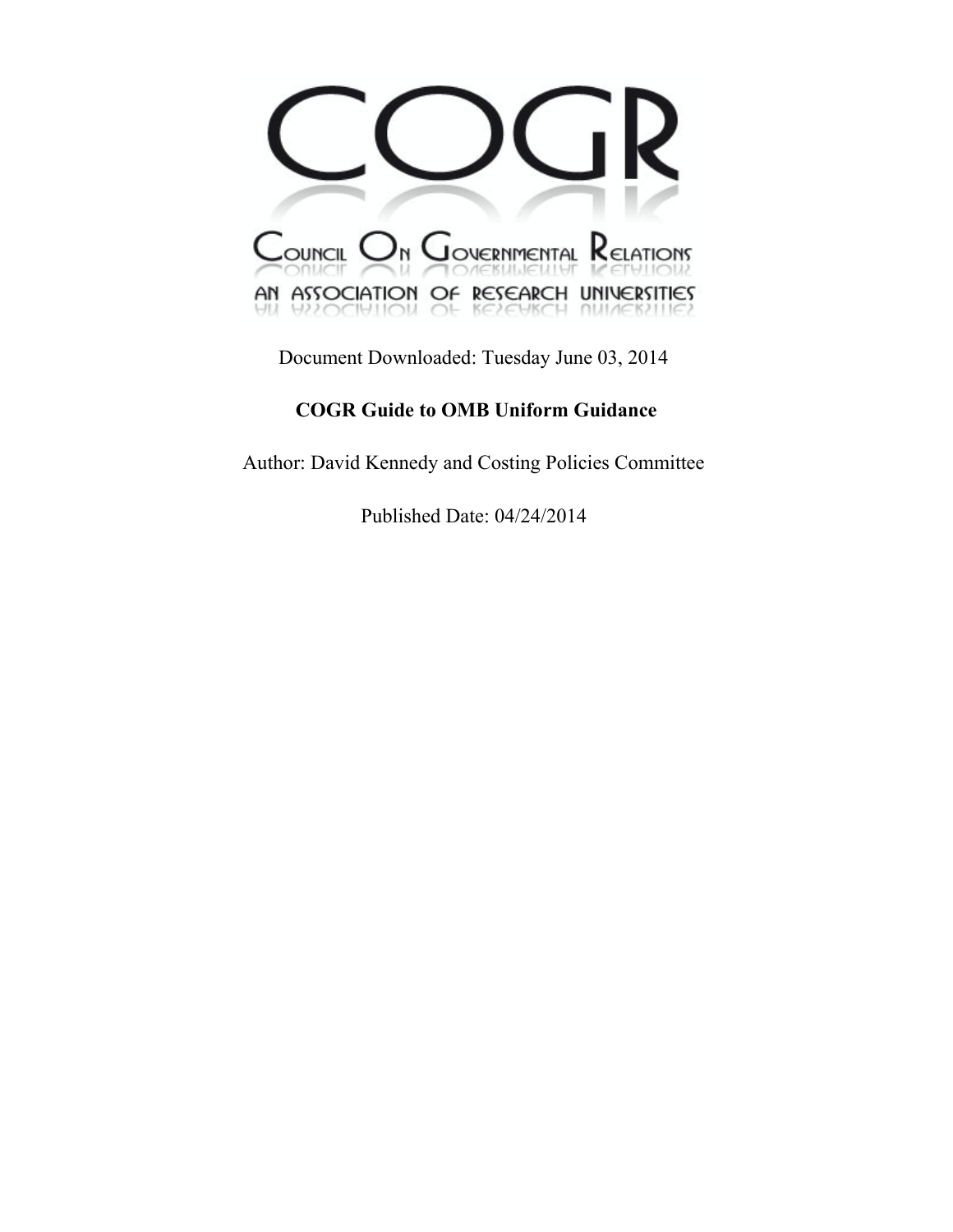# COGR

Council On Governmental Relations

An Association of Research Universities

Document Downloaded: Tuesday June 03, 2014

**COGR Guide to OMB Uniform Guidance**

Author: David Kennedy and Costing Policies Committee

Published Date: 04/24/2014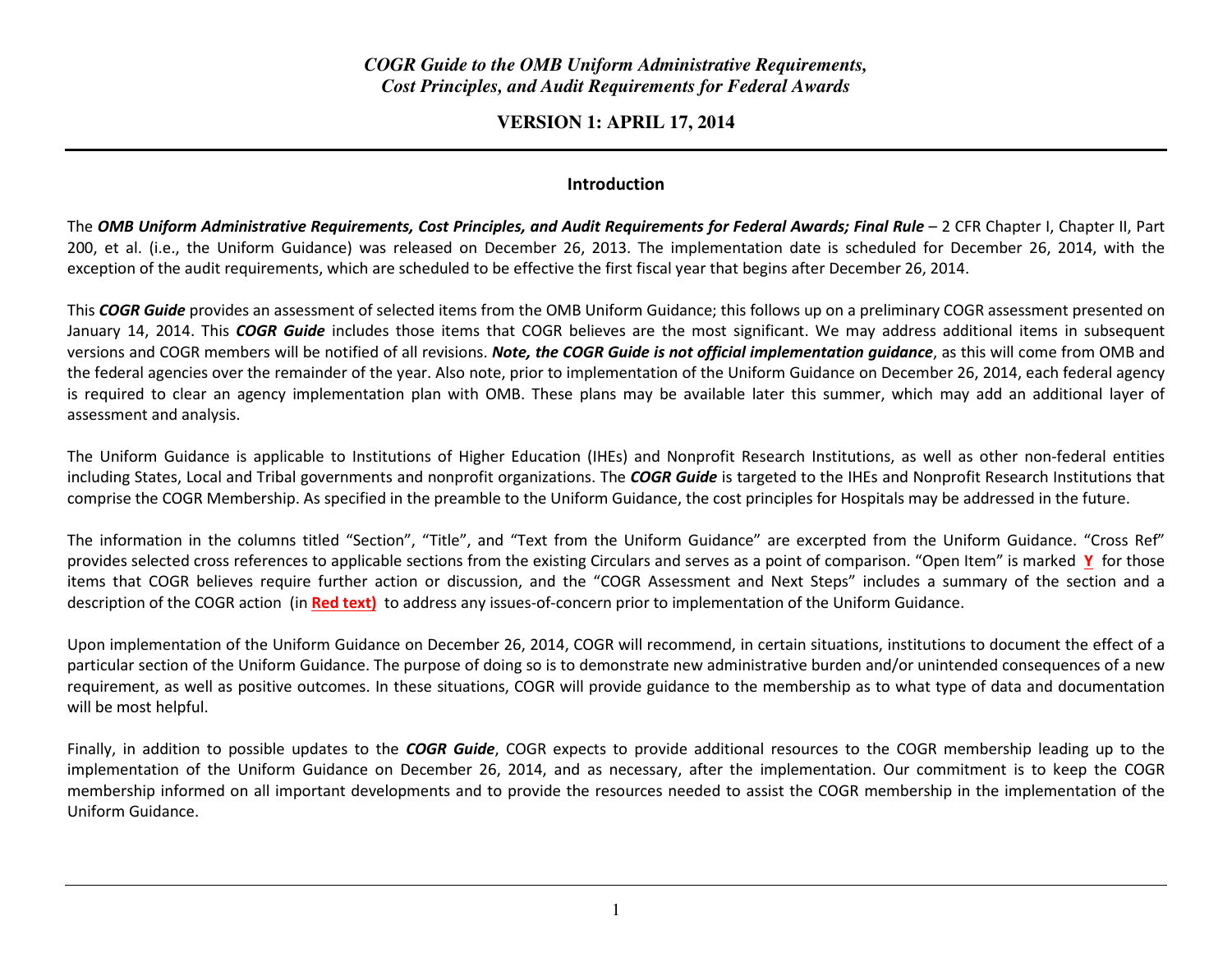*COGR Guide to the OMB Uniform Administrative Requirements, Cost Principles, and Audit Requirements for Federal Awards*

**VERSION 1: APRIL 17, 2014**

## Introduction

The ***OMB Uniform Administrative Requirements, Cost Principles, and Audit Requirements for Federal Awards; Final Rule*** – 2 CFR Chapter I, Chapter II, Part 200, et al. (i.e., the Uniform Guidance) was released on December 26, 2013. The implementation date is scheduled for December 26, 2014, with the exception of the audit requirements, which are scheduled to be effective the first fiscal year that begins after December 26, 2014.

This ***COGR Guide*** provides an assessment of selected items from the OMB Uniform Guidance; this follows up on a preliminary COGR assessment presented on January 14, 2014. This ***COGR Guide*** includes those items that COGR believes are the most significant. We may address additional items in subsequent versions and COGR members will be notified of all revisions. ***Note, the COGR Guide is not official implementation guidance***, as this will come from OMB and the federal agencies over the remainder of the year. Also note, prior to implementation of the Uniform Guidance on December 26, 2014, each federal agency is required to clear an agency implementation plan with OMB. These plans may be available later this summer, which may add an additional layer of assessment and analysis.

The Uniform Guidance is applicable to Institutions of Higher Education (IHEs) and Nonprofit Research Institutions, as well as other non-federal entities including States, Local and Tribal governments and nonprofit organizations. The ***COGR Guide*** is targeted to the IHEs and Nonprofit Research Institutions that comprise the COGR Membership. As specified in the preamble to the Uniform Guidance, the cost principles for Hospitals may be addressed in the future.

The information in the columns titled "Section", "Title", and "Text from the Uniform Guidance" are excerpted from the Uniform Guidance. "Cross Ref" provides selected cross references to applicable sections from the existing Circulars and serves as a point of comparison. "Open Item" is marked **Y** for those items that COGR believes require further action or discussion, and the "COGR Assessment and Next Steps" includes a summary of the section and a description of the COGR action (in **Red text)** to address any issues-of-concern prior to implementation of the Uniform Guidance.

Upon implementation of the Uniform Guidance on December 26, 2014, COGR will recommend, in certain situations, institutions to document the effect of a particular section of the Uniform Guidance. The purpose of doing so is to demonstrate new administrative burden and/or unintended consequences of a new requirement, as well as positive outcomes. In these situations, COGR will provide guidance to the membership as to what type of data and documentation will be most helpful.

Finally, in addition to possible updates to the ***COGR Guide***, COGR expects to provide additional resources to the COGR membership leading up to the implementation of the Uniform Guidance on December 26, 2014, and as necessary, after the implementation. Our commitment is to keep the COGR membership informed on all important developments and to provide the resources needed to assist the COGR membership in the implementation of the Uniform Guidance.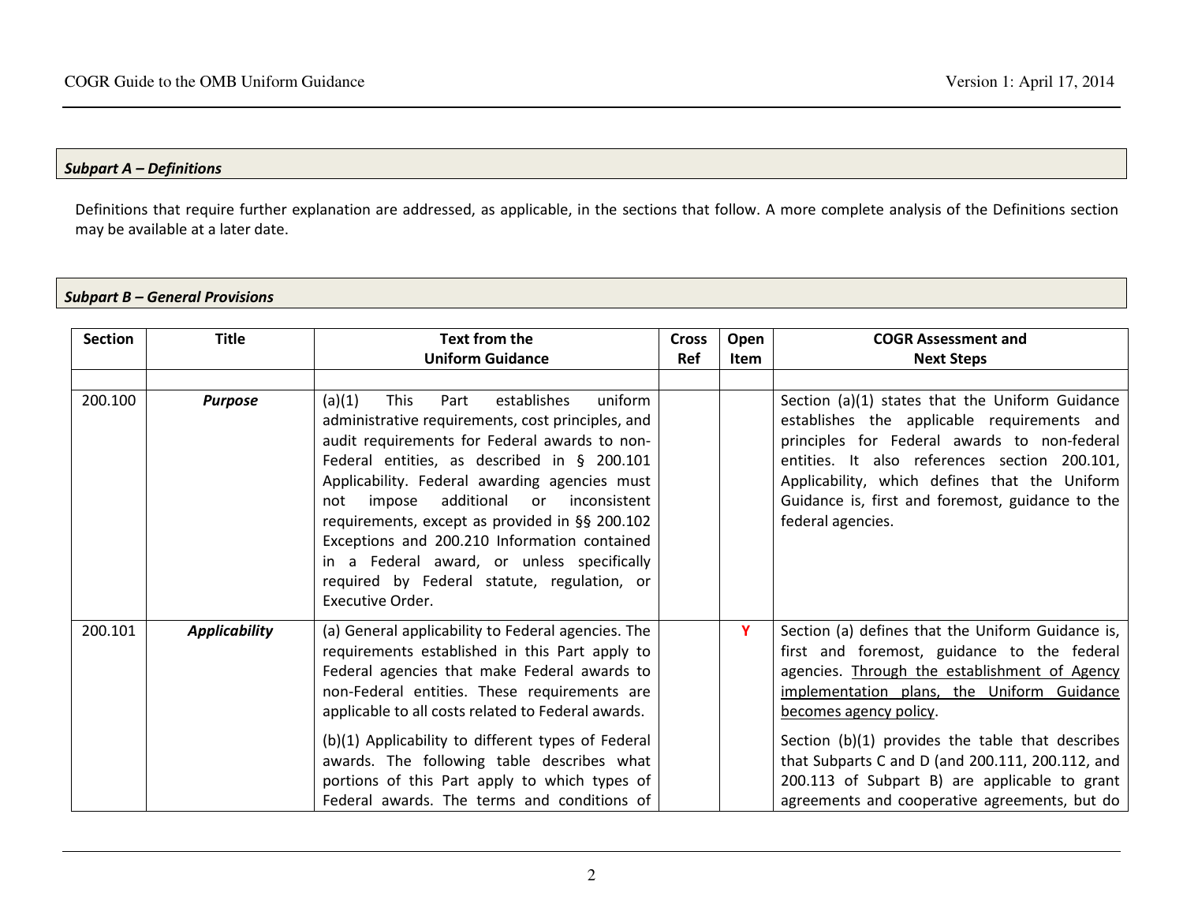## *Subpart A – Definitions*

Definitions that require further explanation are addressed, as applicable, in the sections that follow. A more complete analysis of the Definitions section may be available at a later date.

## *Subpart B – General Provisions*

| Section | Title | Text from the Uniform Guidance | Cross Ref | Open Item | COGR Assessment and Next Steps |
|---|---|---|---|---|---|
| | | | | | |
| 200.100 | ***Purpose*** | (a)(1) This Part establishes uniform administrative requirements, cost principles, and audit requirements for Federal awards to non-Federal entities, as described in § 200.101 Applicability. Federal awarding agencies must not impose additional or inconsistent requirements, except as provided in §§ 200.102 Exceptions and 200.210 Information contained in a Federal award, or unless specifically required by Federal statute, regulation, or Executive Order. | | | Section (a)(1) states that the Uniform Guidance establishes the applicable requirements and principles for Federal awards to non-federal entities. It also references section 200.101, Applicability, which defines that the Uniform Guidance is, first and foremost, guidance to the federal agencies. |
| 200.101 | ***Applicability*** | (a) General applicability to Federal agencies. The requirements established in this Part apply to Federal agencies that make Federal awards to non-Federal entities. These requirements are applicable to all costs related to Federal awards.<br><br>(b)(1) Applicability to different types of Federal awards. The following table describes what portions of this Part apply to which types of Federal awards. The terms and conditions of | | Y | Section (a) defines that the Uniform Guidance is, first and foremost, guidance to the federal agencies. <u>Through the establishment of Agency implementation plans, the Uniform Guidance becomes agency policy</u>.<br><br>Section (b)(1) provides the table that describes that Subparts C and D (and 200.111, 200.112, and 200.113 of Subpart B) are applicable to grant agreements and cooperative agreements, but do |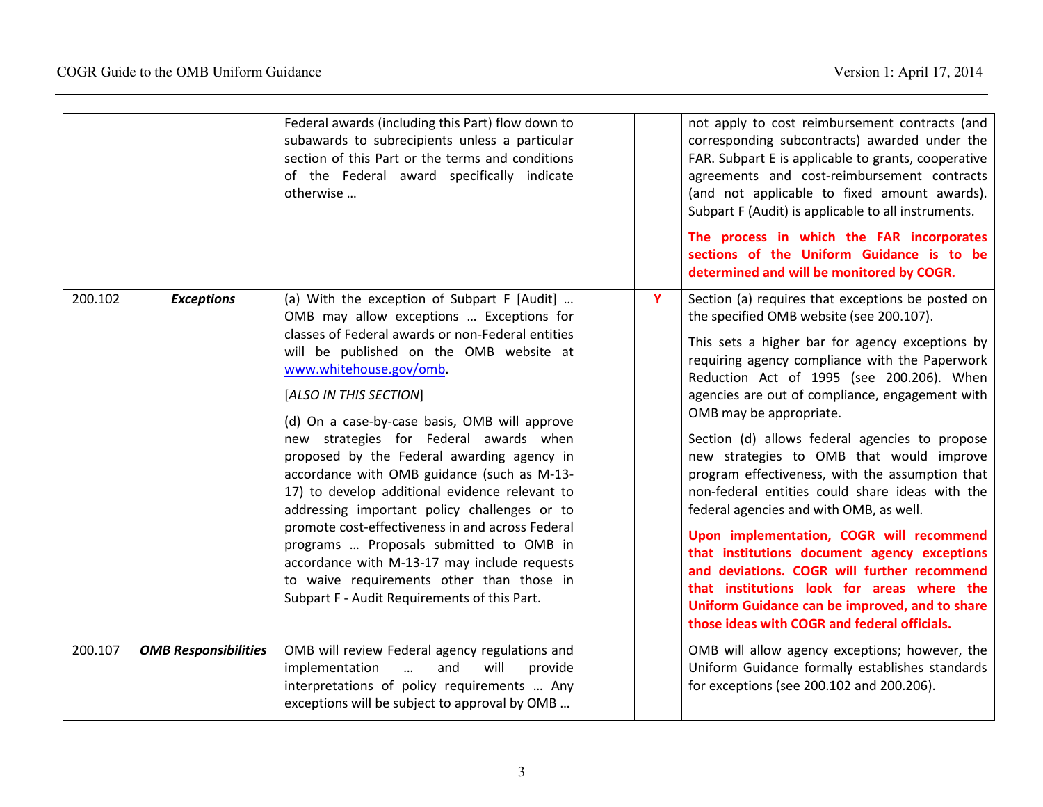| | | | | | |
|---|---|---|---|---|---|
| | | Federal awards (including this Part) flow down to subawards to subrecipients unless a particular section of this Part or the terms and conditions of the Federal award specifically indicate otherwise … | | | not apply to cost reimbursement contracts (and corresponding subcontracts) awarded under the FAR. Subpart E is applicable to grants, cooperative agreements and cost-reimbursement contracts (and not applicable to fixed amount awards). Subpart F (Audit) is applicable to all instruments.<br><br>**The process in which the FAR incorporates sections of the Uniform Guidance is to be determined and will be monitored by COGR.** |
| 200.102 | ***Exceptions*** | (a) With the exception of Subpart F [Audit] … OMB may allow exceptions … Exceptions for classes of Federal awards or non-Federal entities will be published on the OMB website at www.whitehouse.gov/omb.<br><br>[*ALSO IN THIS SECTION*]<br><br>(d) On a case-by-case basis, OMB will approve new strategies for Federal awards when proposed by the Federal awarding agency in accordance with OMB guidance (such as M-13-17) to develop additional evidence relevant to addressing important policy challenges or to promote cost-effectiveness in and across Federal programs … Proposals submitted to OMB in accordance with M-13-17 may include requests to waive requirements other than those in Subpart F - Audit Requirements of this Part. | | **Y** | Section (a) requires that exceptions be posted on the specified OMB website (see 200.107).<br><br>This sets a higher bar for agency exceptions by requiring agency compliance with the Paperwork Reduction Act of 1995 (see 200.206). When agencies are out of compliance, engagement with OMB may be appropriate.<br><br>Section (d) allows federal agencies to propose new strategies to OMB that would improve program effectiveness, with the assumption that non-federal entities could share ideas with the federal agencies and with OMB, as well.<br><br>**Upon implementation, COGR will recommend that institutions document agency exceptions and deviations. COGR will further recommend that institutions look for areas where the Uniform Guidance can be improved, and to share those ideas with COGR and federal officials.** |
| 200.107 | ***OMB Responsibilities*** | OMB will review Federal agency regulations and implementation … and will provide interpretations of policy requirements … Any exceptions will be subject to approval by OMB … | | | OMB will allow agency exceptions; however, the Uniform Guidance formally establishes standards for exceptions (see 200.102 and 200.206). |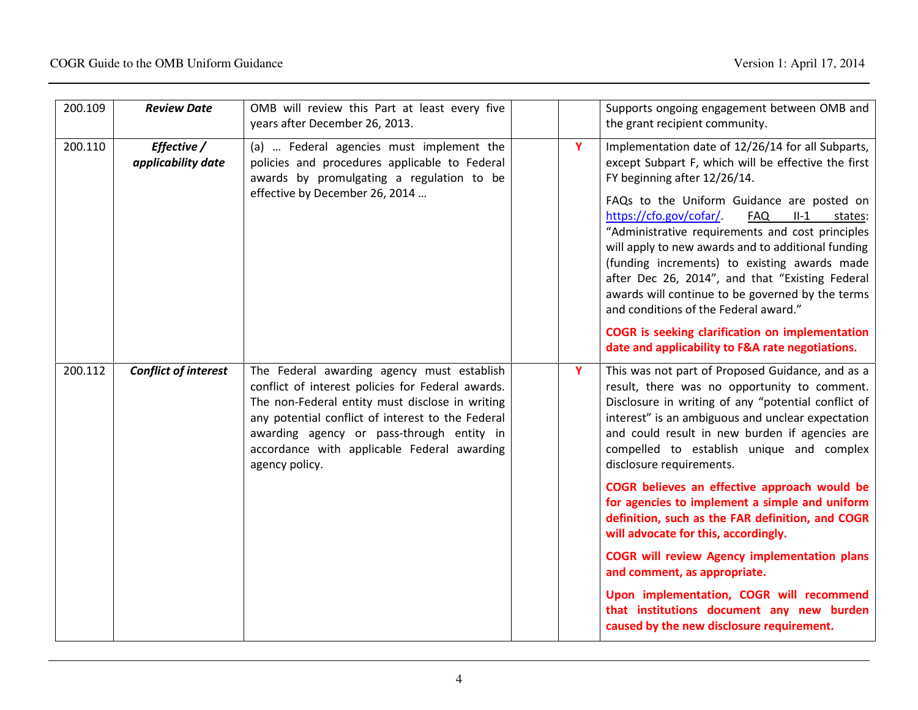| 200.109 | ***Review Date*** | OMB will review this Part at least every five years after December 26, 2013. | | | Supports ongoing engagement between OMB and the grant recipient community. |
|---|---|---|---|---|---|
| 200.110 | ***Effective / applicability date*** | (a) … Federal agencies must implement the policies and procedures applicable to Federal awards by promulgating a regulation to be effective by December 26, 2014 … | | **Y** | Implementation date of 12/26/14 for all Subparts, except Subpart F, which will be effective the first FY beginning after 12/26/14.<br><br>FAQs to the Uniform Guidance are posted on https://cfo.gov/cofar/. FAQ II-1 states: "Administrative requirements and cost principles will apply to new awards and to additional funding (funding increments) to existing awards made after Dec 26, 2014", and that "Existing Federal awards will continue to be governed by the terms and conditions of the Federal award."<br><br>**COGR is seeking clarification on implementation date and applicability to F&A rate negotiations.** |
| 200.112 | ***Conflict of interest*** | The Federal awarding agency must establish conflict of interest policies for Federal awards. The non-Federal entity must disclose in writing any potential conflict of interest to the Federal awarding agency or pass-through entity in accordance with applicable Federal awarding agency policy. | | **Y** | This was not part of Proposed Guidance, and as a result, there was no opportunity to comment. Disclosure in writing of any "potential conflict of interest" is an ambiguous and unclear expectation and could result in new burden if agencies are compelled to establish unique and complex disclosure requirements.<br><br>**COGR believes an effective approach would be for agencies to implement a simple and uniform definition, such as the FAR definition, and COGR will advocate for this, accordingly.**<br><br>**COGR will review Agency implementation plans and comment, as appropriate.**<br><br>**Upon implementation, COGR will recommend that institutions document any new burden caused by the new disclosure requirement.** |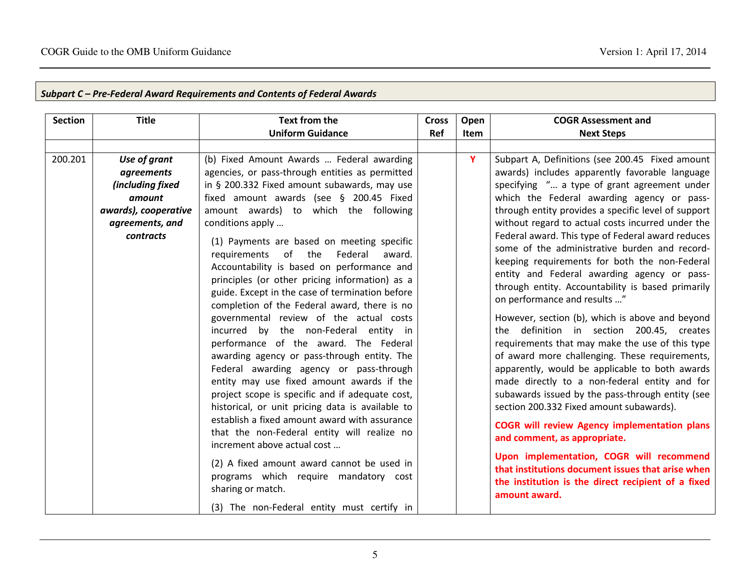***Subpart C – Pre-Federal Award Requirements and Contents of Federal Awards***

| Section | Title | Text from the Uniform Guidance | Cross Ref | Open Item | COGR Assessment and Next Steps |
|---|---|---|---|---|---|
| | | | | | |
| 200.201 | ***Use of grant agreements (including fixed amount awards), cooperative agreements, and contracts*** | (b) Fixed Amount Awards … Federal awarding agencies, or pass-through entities as permitted in § 200.332 Fixed amount subawards, may use fixed amount awards (see § 200.45 Fixed amount awards) to which the following conditions apply …<br><br>(1) Payments are based on meeting specific requirements of the Federal award. Accountability is based on performance and principles (or other pricing information) as a guide. Except in the case of termination before completion of the Federal award, there is no governmental review of the actual costs incurred by the non-Federal entity in performance of the award. The Federal awarding agency or pass-through entity. The Federal awarding agency or pass-through entity may use fixed amount awards if the project scope is specific and if adequate cost, historical, or unit pricing data is available to establish a fixed amount award with assurance that the non-Federal entity will realize no increment above actual cost …<br><br>(2) A fixed amount award cannot be used in programs which require mandatory cost sharing or match.<br><br>(3) The non-Federal entity must certify in | | **Y** | Subpart A, Definitions (see 200.45 Fixed amount awards) includes apparently favorable language specifying "… a type of grant agreement under which the Federal awarding agency or pass-through entity provides a specific level of support without regard to actual costs incurred under the Federal award. This type of Federal award reduces some of the administrative burden and record-keeping requirements for both the non-Federal entity and Federal awarding agency or pass-through entity. Accountability is based primarily on performance and results …"<br><br>However, section (b), which is above and beyond the definition in section 200.45, creates requirements that may make the use of this type of award more challenging. These requirements, apparently, would be applicable to both awards made directly to a non-federal entity and for subawards issued by the pass-through entity (see section 200.332 Fixed amount subawards).<br><br>**COGR will review Agency implementation plans and comment, as appropriate.**<br><br>**Upon implementation, COGR will recommend that institutions document issues that arise when the institution is the direct recipient of a fixed amount award.** |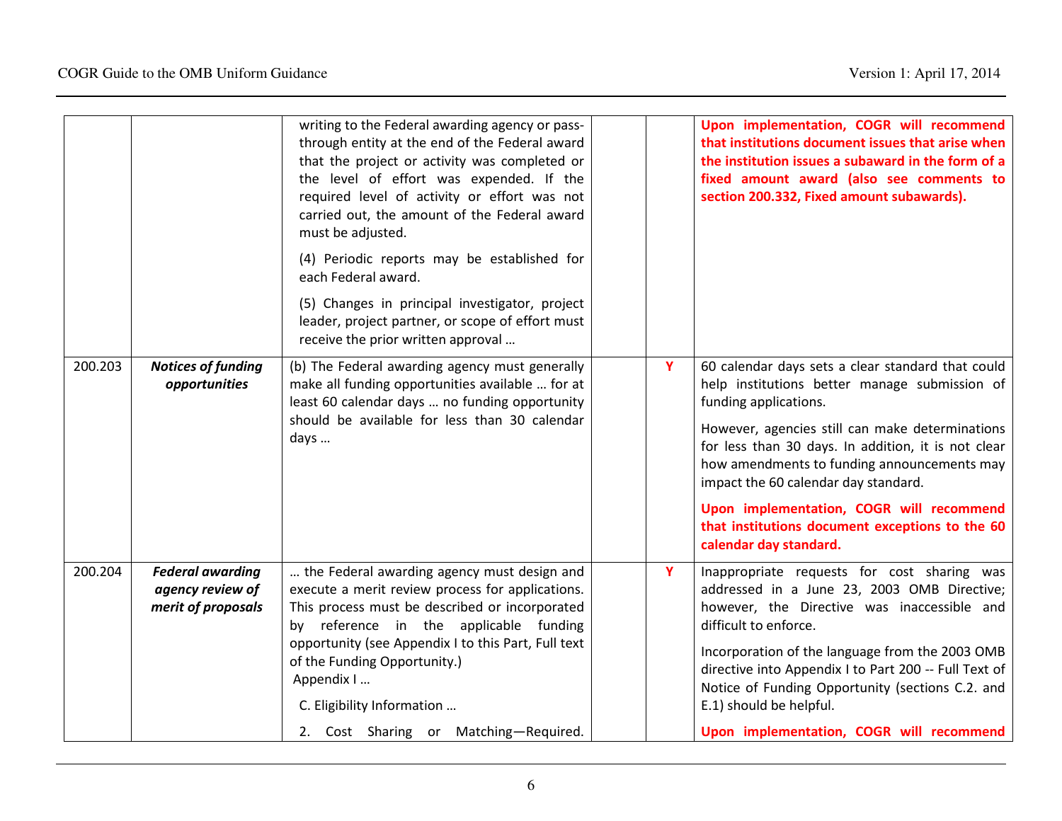| | | | | | |
|---|---|---|---|---|---|
| | | writing to the Federal awarding agency or pass-through entity at the end of the Federal award that the project or activity was completed or the level of effort was expended. If the required level of activity or effort was not carried out, the amount of the Federal award must be adjusted.<br><br>(4) Periodic reports may be established for each Federal award.<br><br>(5) Changes in principal investigator, project leader, project partner, or scope of effort must receive the prior written approval … | | | **Upon implementation, COGR will recommend that institutions document issues that arise when the institution issues a subaward in the form of a fixed amount award (also see comments to section 200.332, Fixed amount subawards).** |
| 200.203 | ***Notices of funding opportunities*** | (b) The Federal awarding agency must generally make all funding opportunities available … for at least 60 calendar days … no funding opportunity should be available for less than 30 calendar days … | | **Y** | 60 calendar days sets a clear standard that could help institutions better manage submission of funding applications.<br><br>However, agencies still can make determinations for less than 30 days. In addition, it is not clear how amendments to funding announcements may impact the 60 calendar day standard.<br><br>**Upon implementation, COGR will recommend that institutions document exceptions to the 60 calendar day standard.** |
| 200.204 | ***Federal awarding agency review of merit of proposals*** | … the Federal awarding agency must design and execute a merit review process for applications. This process must be described or incorporated by reference in the applicable funding opportunity (see Appendix I to this Part, Full text of the Funding Opportunity.)<br>Appendix I …<br><br>C. Eligibility Information …<br><br>2. Cost Sharing or Matching—Required. | | **Y** | Inappropriate requests for cost sharing was addressed in a June 23, 2003 OMB Directive; however, the Directive was inaccessible and difficult to enforce.<br><br>Incorporation of the language from the 2003 OMB directive into Appendix I to Part 200 -- Full Text of Notice of Funding Opportunity (sections C.2. and E.1) should be helpful.<br><br>**Upon implementation, COGR will recommend** |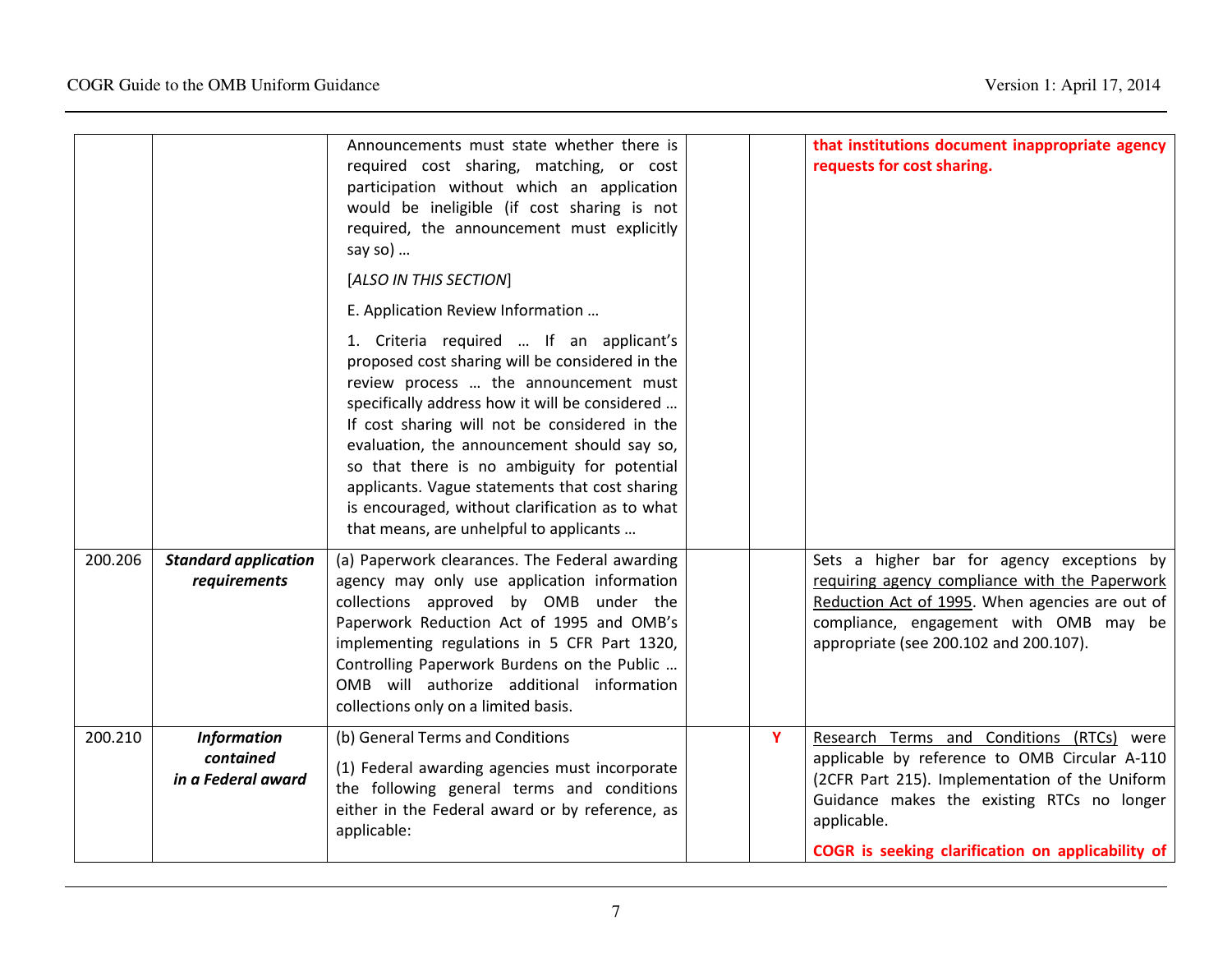| | | | | | |
|---|---|---|---|---|---|
| | | Announcements must state whether there is required cost sharing, matching, or cost participation without which an application would be ineligible (if cost sharing is not required, the announcement must explicitly say so) …<br><br>[*ALSO IN THIS SECTION*]<br><br>E. Application Review Information …<br><br>1. Criteria required … If an applicant's proposed cost sharing will be considered in the review process … the announcement must specifically address how it will be considered … If cost sharing will not be considered in the evaluation, the announcement should say so, so that there is no ambiguity for potential applicants. Vague statements that cost sharing is encouraged, without clarification as to what that means, are unhelpful to applicants … | | | **that institutions document inappropriate agency requests for cost sharing.** |
| 200.206 | ***Standard application requirements*** | (a) Paperwork clearances. The Federal awarding agency may only use application information collections approved by OMB under the Paperwork Reduction Act of 1995 and OMB's implementing regulations in 5 CFR Part 1320, Controlling Paperwork Burdens on the Public … OMB will authorize additional information collections only on a limited basis. | | | Sets a higher bar for agency exceptions by requiring agency compliance with the Paperwork Reduction Act of 1995. When agencies are out of compliance, engagement with OMB may be appropriate (see 200.102 and 200.107). |
| 200.210 | ***Information contained in a Federal award*** | (b) General Terms and Conditions<br><br>(1) Federal awarding agencies must incorporate the following general terms and conditions either in the Federal award or by reference, as applicable: | | **Y** | Research Terms and Conditions (RTCs) were applicable by reference to OMB Circular A-110 (2CFR Part 215). Implementation of the Uniform Guidance makes the existing RTCs no longer applicable.<br><br>**COGR is seeking clarification on applicability of** |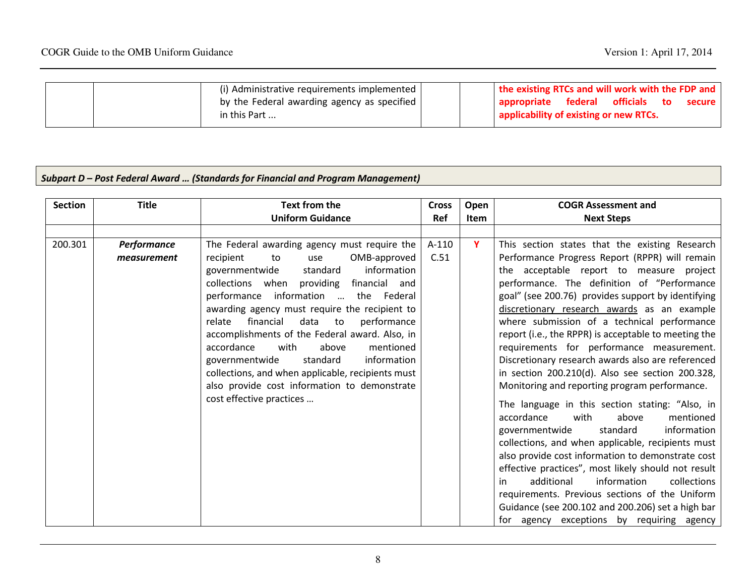| | | (i) Administrative requirements implemented by the Federal awarding agency as specified in this Part ... | | | **the existing RTCs and will work with the FDP and appropriate federal officials to secure applicability of existing or new RTCs.** |
|---|---|---|---|---|---|

***Subpart D – Post Federal Award … (Standards for Financial and Program Management)***

| Section | Title | Text from the Uniform Guidance | Cross Ref | Open Item | COGR Assessment and Next Steps |
|---|---|---|---|---|---|
| | | | | | |
| 200.301 | ***Performance measurement*** | The Federal awarding agency must require the recipient to use OMB-approved governmentwide standard information collections when providing financial and performance information … the Federal awarding agency must require the recipient to relate financial data to performance accomplishments of the Federal award. Also, in accordance with above mentioned governmentwide standard information collections, and when applicable, recipients must also provide cost information to demonstrate cost effective practices … | A-110 C.51 | **Y** | This section states that the existing Research Performance Progress Report (RPPR) will remain the acceptable report to measure project performance. The definition of "Performance goal" (see 200.76) provides support by identifying discretionary research awards as an example where submission of a technical performance report (i.e., the RPPR) is acceptable to meeting the requirements for performance measurement. Discretionary research awards also are referenced in section 200.210(d). Also see section 200.328, Monitoring and reporting program performance.<br><br>The language in this section stating: "Also, in accordance with above mentioned governmentwide standard information collections, and when applicable, recipients must also provide cost information to demonstrate cost effective practices", most likely should not result in additional information collections requirements. Previous sections of the Uniform Guidance (see 200.102 and 200.206) set a high bar for agency exceptions by requiring agency |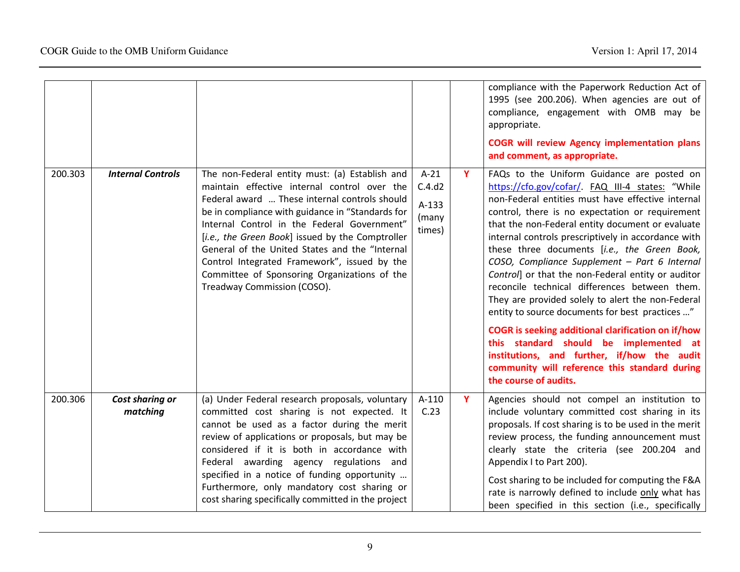| | | | | | |
|---|---|---|---|---|---|
| | | | | | compliance with the Paperwork Reduction Act of 1995 (see 200.206). When agencies are out of compliance, engagement with OMB may be appropriate.<br><br>**COGR will review Agency implementation plans and comment, as appropriate.** |
| 200.303 | ***Internal Controls*** | The non-Federal entity must: (a) Establish and maintain effective internal control over the Federal award … These internal controls should be in compliance with guidance in "Standards for Internal Control in the Federal Government" [*i.e., the Green Book*] issued by the Comptroller General of the United States and the "Internal Control Integrated Framework", issued by the Committee of Sponsoring Organizations of the Treadway Commission (COSO). | A-21 C.4.d2<br><br>A-133 (many times) | **Y** | FAQs to the Uniform Guidance are posted on https://cfo.gov/cofar/. FAQ III-4 states: "While non-Federal entities must have effective internal control, there is no expectation or requirement that the non-Federal entity document or evaluate internal controls prescriptively in accordance with these three documents [*i.e., the Green Book, COSO, Compliance Supplement – Part 6 Internal Control*] or that the non-Federal entity or auditor reconcile technical differences between them. They are provided solely to alert the non-Federal entity to source documents for best practices …"<br><br>**COGR is seeking additional clarification on if/how this standard should be implemented at institutions, and further, if/how the audit community will reference this standard during the course of audits.** |
| 200.306 | ***Cost sharing or matching*** | (a) Under Federal research proposals, voluntary committed cost sharing is not expected. It cannot be used as a factor during the merit review of applications or proposals, but may be considered if it is both in accordance with Federal awarding agency regulations and specified in a notice of funding opportunity … Furthermore, only mandatory cost sharing or cost sharing specifically committed in the project | A-110 C.23 | **Y** | Agencies should not compel an institution to include voluntary committed cost sharing in its proposals. If cost sharing is to be used in the merit review process, the funding announcement must clearly state the criteria (see 200.204 and Appendix I to Part 200).<br><br>Cost sharing to be included for computing the F&A rate is narrowly defined to include only what has been specified in this section (i.e., specifically |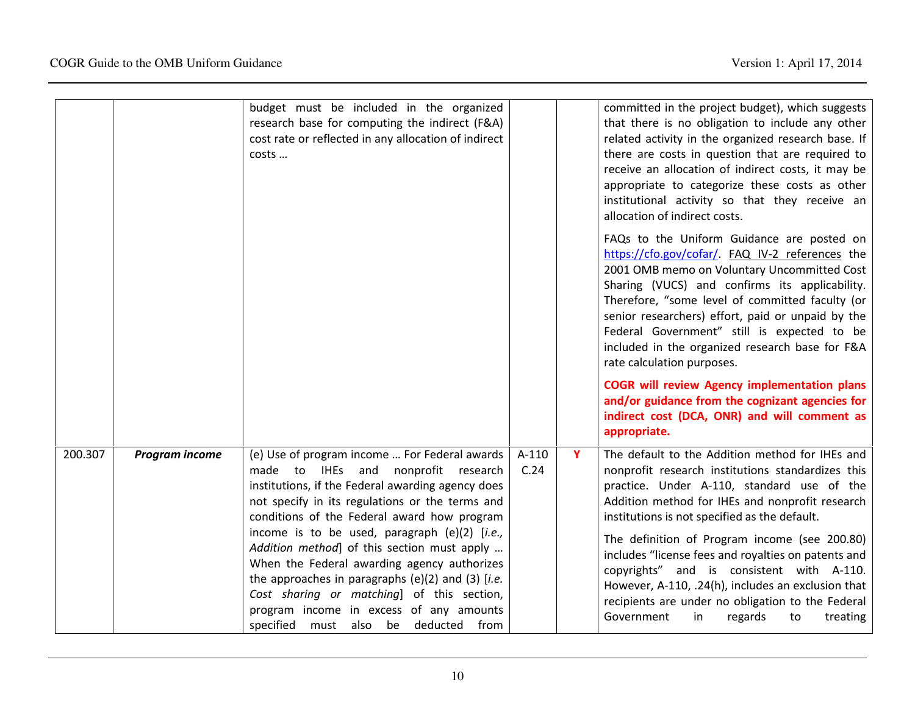| | | | | | |
|---|---|---|---|---|---|
| | | budget must be included in the organized research base for computing the indirect (F&A) cost rate or reflected in any allocation of indirect costs … | | | committed in the project budget), which suggests that there is no obligation to include any other related activity in the organized research base. If there are costs in question that are required to receive an allocation of indirect costs, it may be appropriate to categorize these costs as other institutional activity so that they receive an allocation of indirect costs.<br><br>FAQs to the Uniform Guidance are posted on https://cfo.gov/cofar/. FAQ IV-2 references the 2001 OMB memo on Voluntary Uncommitted Cost Sharing (VUCS) and confirms its applicability. Therefore, "some level of committed faculty (or senior researchers) effort, paid or unpaid by the Federal Government" still is expected to be included in the organized research base for F&A rate calculation purposes.<br><br>**COGR will review Agency implementation plans and/or guidance from the cognizant agencies for indirect cost (DCA, ONR) and will comment as appropriate.** |
| 200.307 | ***Program income*** | (e) Use of program income … For Federal awards made to IHEs and nonprofit research institutions, if the Federal awarding agency does not specify in its regulations or the terms and conditions of the Federal award how program income is to be used, paragraph (e)(2) [*i.e., Addition method*] of this section must apply … When the Federal awarding agency authorizes the approaches in paragraphs (e)(2) and (3) [*i.e. Cost sharing or matching*] of this section, program income in excess of any amounts specified must also be deducted from | A-110 C.24 | **Y** | The default to the Addition method for IHEs and nonprofit research institutions standardizes this practice. Under A-110, standard use of the Addition method for IHEs and nonprofit research institutions is not specified as the default.<br><br>The definition of Program income (see 200.80) includes "license fees and royalties on patents and copyrights" and is consistent with A-110. However, A-110, .24(h), includes an exclusion that recipients are under no obligation to the Federal Government in regards to treating |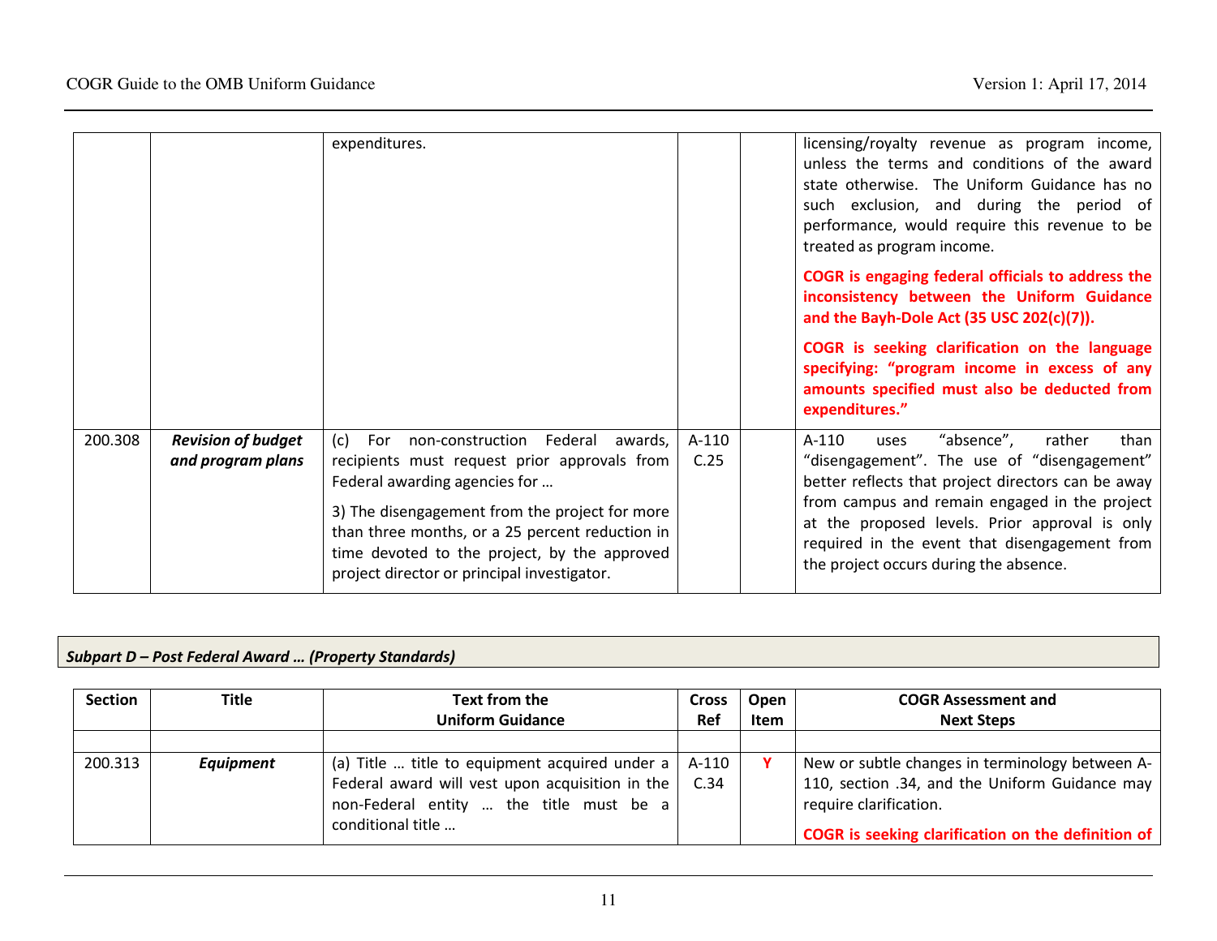| Section | Title | Text from the Uniform Guidance | Cross Ref | Open Item | COGR Assessment and Next Steps |
|---|---|---|---|---|---|
| | | expenditures. | | | licensing/royalty revenue as program income, unless the terms and conditions of the award state otherwise. The Uniform Guidance has no such exclusion, and during the period of performance, would require this revenue to be treated as program income. **COGR is engaging federal officials to address the inconsistency between the Uniform Guidance and the Bayh-Dole Act (35 USC 202(c)(7)).** **COGR is seeking clarification on the language specifying: "program income in excess of any amounts specified must also be deducted from expenditures."** |
| 200.308 | ***Revision of budget and program plans*** | (c) For non-construction Federal awards, recipients must request prior approvals from Federal awarding agencies for … 3) The disengagement from the project for more than three months, or a 25 percent reduction in time devoted to the project, by the approved project director or principal investigator. | A-110 C.25 | | A-110 uses "absence", rather than "disengagement". The use of "disengagement" better reflects that project directors can be away from campus and remain engaged in the project at the proposed levels. Prior approval is only required in the event that disengagement from the project occurs during the absence. |

***Subpart D – Post Federal Award … (Property Standards)***

| Section | Title | Text from the Uniform Guidance | Cross Ref | Open Item | COGR Assessment and Next Steps |
|---|---|---|---|---|---|
| | | | | | |
| 200.313 | ***Equipment*** | (a) Title … title to equipment acquired under a Federal award will vest upon acquisition in the non-Federal entity … the title must be a conditional title … | A-110 C.34 | **Y** | New or subtle changes in terminology between A-110, section .34, and the Uniform Guidance may require clarification. **COGR is seeking clarification on the definition of** |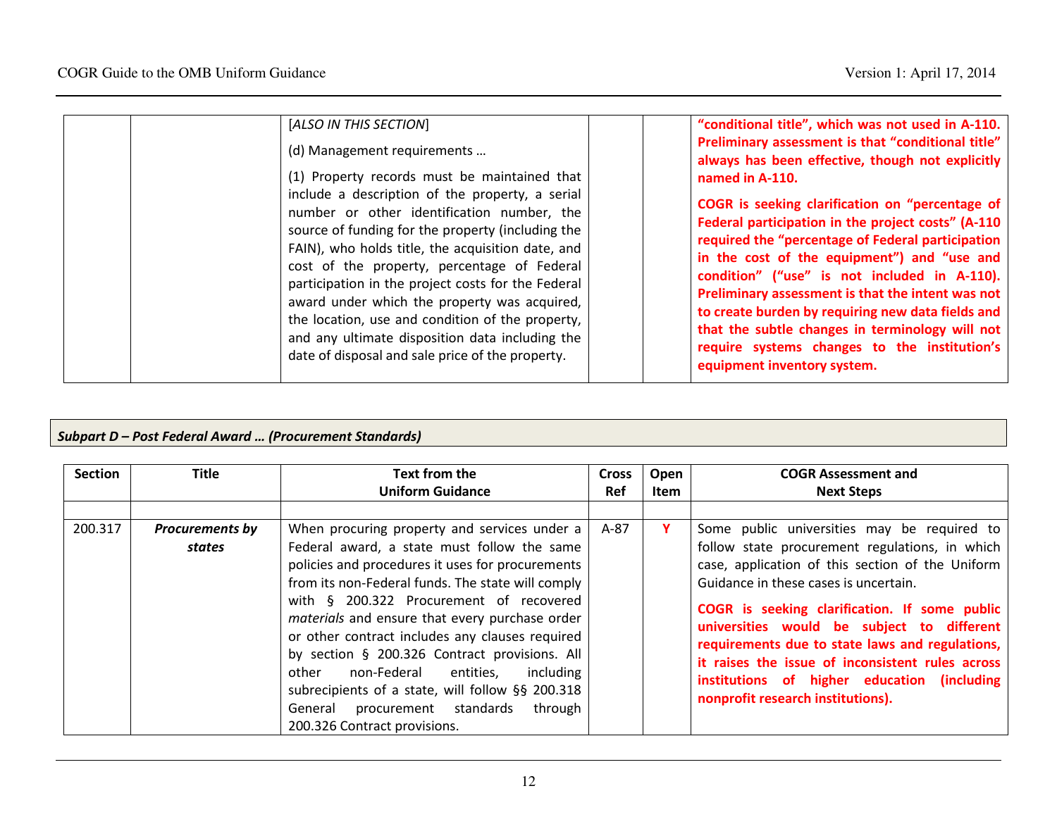| | | [*ALSO IN THIS SECTION*]<br><br>(d) Management requirements …<br><br>(1) Property records must be maintained that include a description of the property, a serial number or other identification number, the source of funding for the property (including the FAIN), who holds title, the acquisition date, and cost of the property, percentage of Federal participation in the project costs for the Federal award under which the property was acquired, the location, use and condition of the property, and any ultimate disposition data including the date of disposal and sale price of the property. | | | **"conditional title", which was not used in A-110. Preliminary assessment is that "conditional title" always has been effective, though not explicitly named in A-110.**<br><br>**COGR is seeking clarification on "percentage of Federal participation in the project costs" (A-110 required the "percentage of Federal participation in the cost of the equipment") and "use and condition" ("use" is not included in A-110). Preliminary assessment is that the intent was not to create burden by requiring new data fields and that the subtle changes in terminology will not require systems changes to the institution's equipment inventory system.** |
|---|---|---|---|---|---|

***Subpart D – Post Federal Award … (Procurement Standards)***

| Section | Title | Text from the Uniform Guidance | Cross Ref | Open Item | COGR Assessment and Next Steps |
|---|---|---|---|---|---|
| | | | | | |
| 200.317 | ***Procurements by states*** | When procuring property and services under a Federal award, a state must follow the same policies and procedures it uses for procurements from its non-Federal funds. The state will comply with § 200.322 Procurement of recovered *materials* and ensure that every purchase order or other contract includes any clauses required by section § 200.326 Contract provisions. All other non-Federal entities, including subrecipients of a state, will follow §§ 200.318 General procurement standards through 200.326 Contract provisions. | A-87 | **Y** | Some public universities may be required to follow state procurement regulations, in which case, application of this section of the Uniform Guidance in these cases is uncertain.<br><br>**COGR is seeking clarification. If some public universities would be subject to different requirements due to state laws and regulations, it raises the issue of inconsistent rules across institutions of higher education (including nonprofit research institutions).** |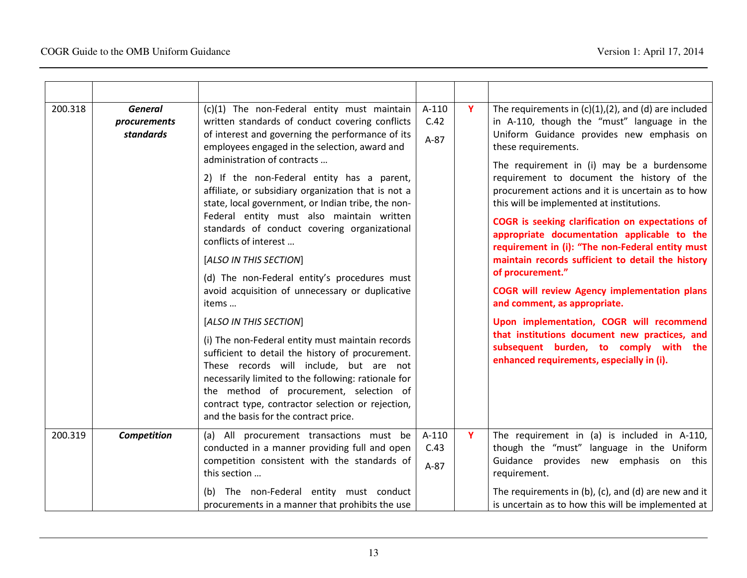| | | | | | |
|---|---|---|---|---|---|
| 200.318 | ***General procurements standards*** | (c)(1) The non-Federal entity must maintain written standards of conduct covering conflicts of interest and governing the performance of its employees engaged in the selection, award and administration of contracts …<br><br>2) If the non-Federal entity has a parent, affiliate, or subsidiary organization that is not a state, local government, or Indian tribe, the non-Federal entity must also maintain written standards of conduct covering organizational conflicts of interest …<br><br>[*ALSO IN THIS SECTION*]<br><br>(d) The non-Federal entity's procedures must avoid acquisition of unnecessary or duplicative items …<br><br>[*ALSO IN THIS SECTION*]<br><br>(i) The non-Federal entity must maintain records sufficient to detail the history of procurement. These records will include, but are not necessarily limited to the following: rationale for the method of procurement, selection of contract type, contractor selection or rejection, and the basis for the contract price. | A-110 C.42<br><br>A-87 | **Y** | The requirements in (c)(1),(2), and (d) are included in A-110, though the "must" language in the Uniform Guidance provides new emphasis on these requirements.<br><br>The requirement in (i) may be a burdensome requirement to document the history of the procurement actions and it is uncertain as to how this will be implemented at institutions.<br><br>**COGR is seeking clarification on expectations of appropriate documentation applicable to the requirement in (i): "The non-Federal entity must maintain records sufficient to detail the history of procurement."**<br><br>**COGR will review Agency implementation plans and comment, as appropriate.**<br><br>**Upon implementation, COGR will recommend that institutions document new practices, and subsequent burden, to comply with the enhanced requirements, especially in (i).** |
| 200.319 | ***Competition*** | (a) All procurement transactions must be conducted in a manner providing full and open competition consistent with the standards of this section …<br><br>(b) The non-Federal entity must conduct procurements in a manner that prohibits the use | A-110 C.43<br><br>A-87 | **Y** | The requirement in (a) is included in A-110, though the "must" language in the Uniform Guidance provides new emphasis on this requirement.<br><br>The requirements in (b), (c), and (d) are new and it is uncertain as to how this will be implemented at |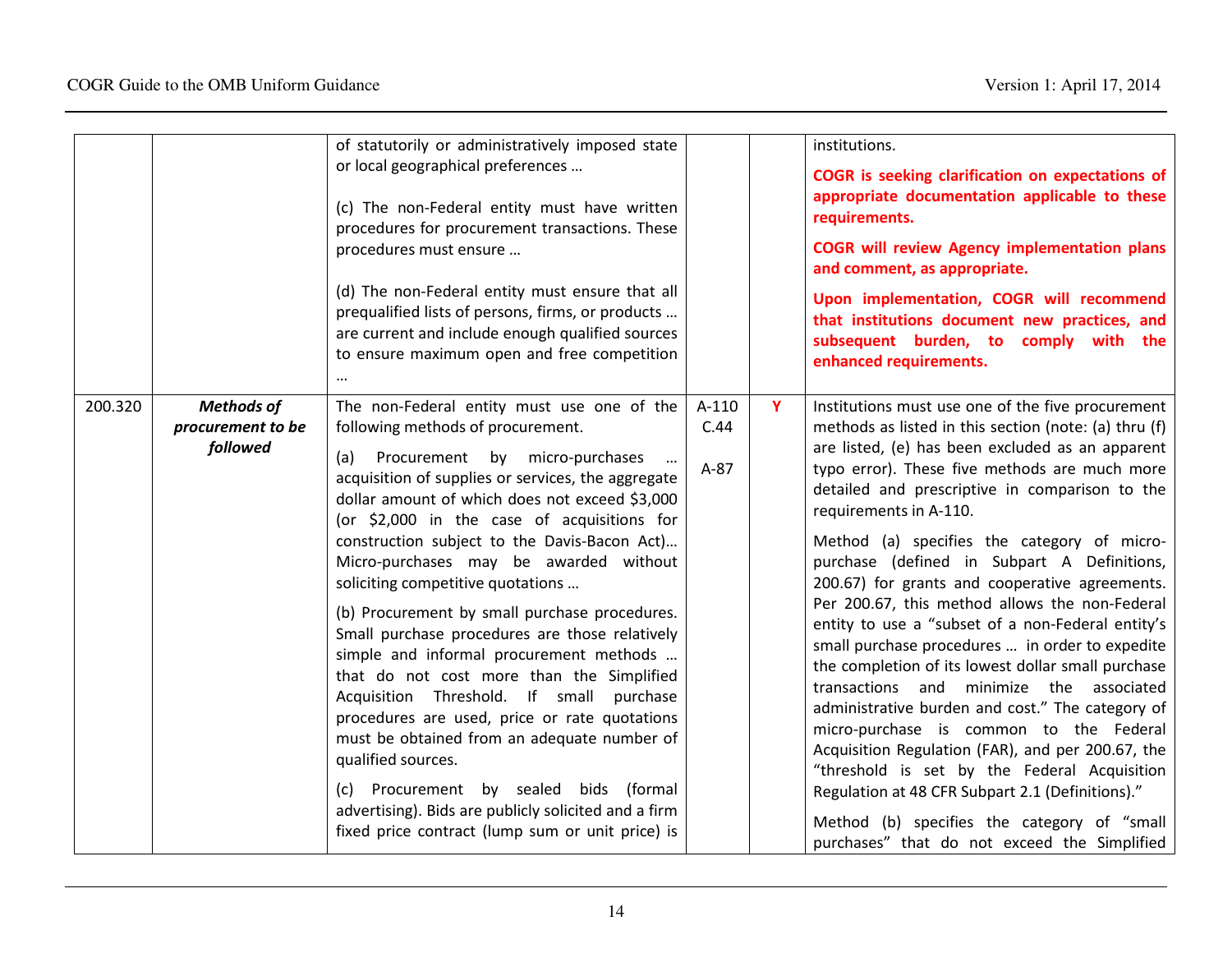| | | | | | |
|---|---|---|---|---|---|
| | | of statutorily or administratively imposed state or local geographical preferences …<br><br>(c) The non-Federal entity must have written procedures for procurement transactions. These procedures must ensure …<br><br>(d) The non-Federal entity must ensure that all prequalified lists of persons, firms, or products … are current and include enough qualified sources to ensure maximum open and free competition … | | | institutions.<br><br>**COGR is seeking clarification on expectations of appropriate documentation applicable to these requirements.**<br><br>**COGR will review Agency implementation plans and comment, as appropriate.**<br><br>**Upon implementation, COGR will recommend that institutions document new practices, and subsequent burden, to comply with the enhanced requirements.** |
| 200.320 | ***Methods of procurement to be followed*** | The non-Federal entity must use one of the following methods of procurement.<br><br>(a) Procurement by micro-purchases … acquisition of supplies or services, the aggregate dollar amount of which does not exceed \$3,000 (or \$2,000 in the case of acquisitions for construction subject to the Davis-Bacon Act)… Micro-purchases may be awarded without soliciting competitive quotations …<br><br>(b) Procurement by small purchase procedures. Small purchase procedures are those relatively simple and informal procurement methods … that do not cost more than the Simplified Acquisition Threshold. If small purchase procedures are used, price or rate quotations must be obtained from an adequate number of qualified sources.<br><br>(c) Procurement by sealed bids (formal advertising). Bids are publicly solicited and a firm fixed price contract (lump sum or unit price) is | A-110 C.44<br><br>A-87 | **Y** | Institutions must use one of the five procurement methods as listed in this section (note: (a) thru (f) are listed, (e) has been excluded as an apparent typo error). These five methods are much more detailed and prescriptive in comparison to the requirements in A-110.<br><br>Method (a) specifies the category of micro-purchase (defined in Subpart A Definitions, 200.67) for grants and cooperative agreements. Per 200.67, this method allows the non-Federal entity to use a "subset of a non-Federal entity's small purchase procedures … in order to expedite the completion of its lowest dollar small purchase transactions and minimize the associated administrative burden and cost." The category of micro-purchase is common to the Federal Acquisition Regulation (FAR), and per 200.67, the "threshold is set by the Federal Acquisition Regulation at 48 CFR Subpart 2.1 (Definitions)."<br><br>Method (b) specifies the category of "small purchases" that do not exceed the Simplified |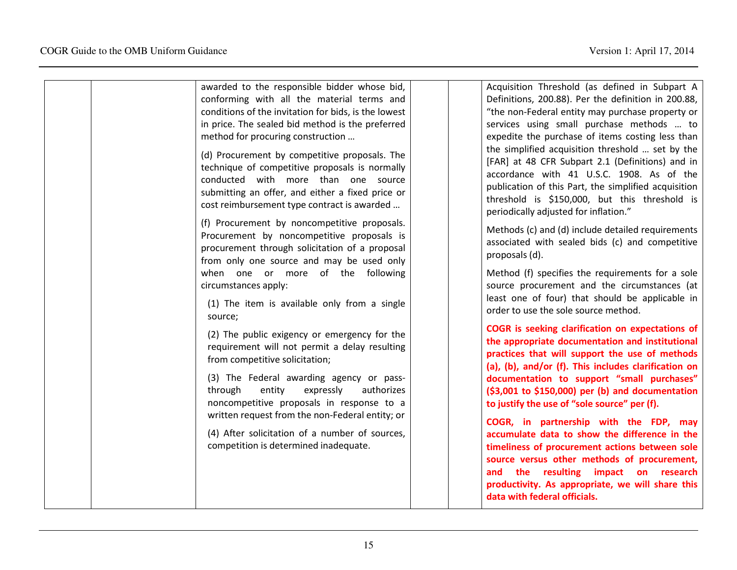| | | | | | |
|---|---|---|---|---|---|
| | | awarded to the responsible bidder whose bid, conforming with all the material terms and conditions of the invitation for bids, is the lowest in price. The sealed bid method is the preferred method for procuring construction …<br><br>(d) Procurement by competitive proposals. The technique of competitive proposals is normally conducted with more than one source submitting an offer, and either a fixed price or cost reimbursement type contract is awarded …<br><br>(f) Procurement by noncompetitive proposals. Procurement by noncompetitive proposals is procurement through solicitation of a proposal from only one source and may be used only when one or more of the following circumstances apply:<br><br>(1) The item is available only from a single source;<br><br>(2) The public exigency or emergency for the requirement will not permit a delay resulting from competitive solicitation;<br><br>(3) The Federal awarding agency or pass-through entity expressly authorizes noncompetitive proposals in response to a written request from the non-Federal entity; or<br><br>(4) After solicitation of a number of sources, competition is determined inadequate. | | | Acquisition Threshold (as defined in Subpart A Definitions, 200.88). Per the definition in 200.88, "the non-Federal entity may purchase property or services using small purchase methods … to expedite the purchase of items costing less than the simplified acquisition threshold … set by the [FAR] at 48 CFR Subpart 2.1 (Definitions) and in accordance with 41 U.S.C. 1908. As of the publication of this Part, the simplified acquisition threshold is $150,000, but this threshold is periodically adjusted for inflation."<br><br>Methods (c) and (d) include detailed requirements associated with sealed bids (c) and competitive proposals (d).<br><br>Method (f) specifies the requirements for a sole source procurement and the circumstances (at least one of four) that should be applicable in order to use the sole source method.<br><br>**COGR is seeking clarification on expectations of the appropriate documentation and institutional practices that will support the use of methods (a), (b), and/or (f). This includes clarification on documentation to support "small purchases" ($3,001 to $150,000) per (b) and documentation to justify the use of "sole source" per (f).**<br><br>**COGR, in partnership with the FDP, may accumulate data to show the difference in the timeliness of procurement actions between sole source versus other methods of procurement, and the resulting impact on research productivity. As appropriate, we will share this data with federal officials.** |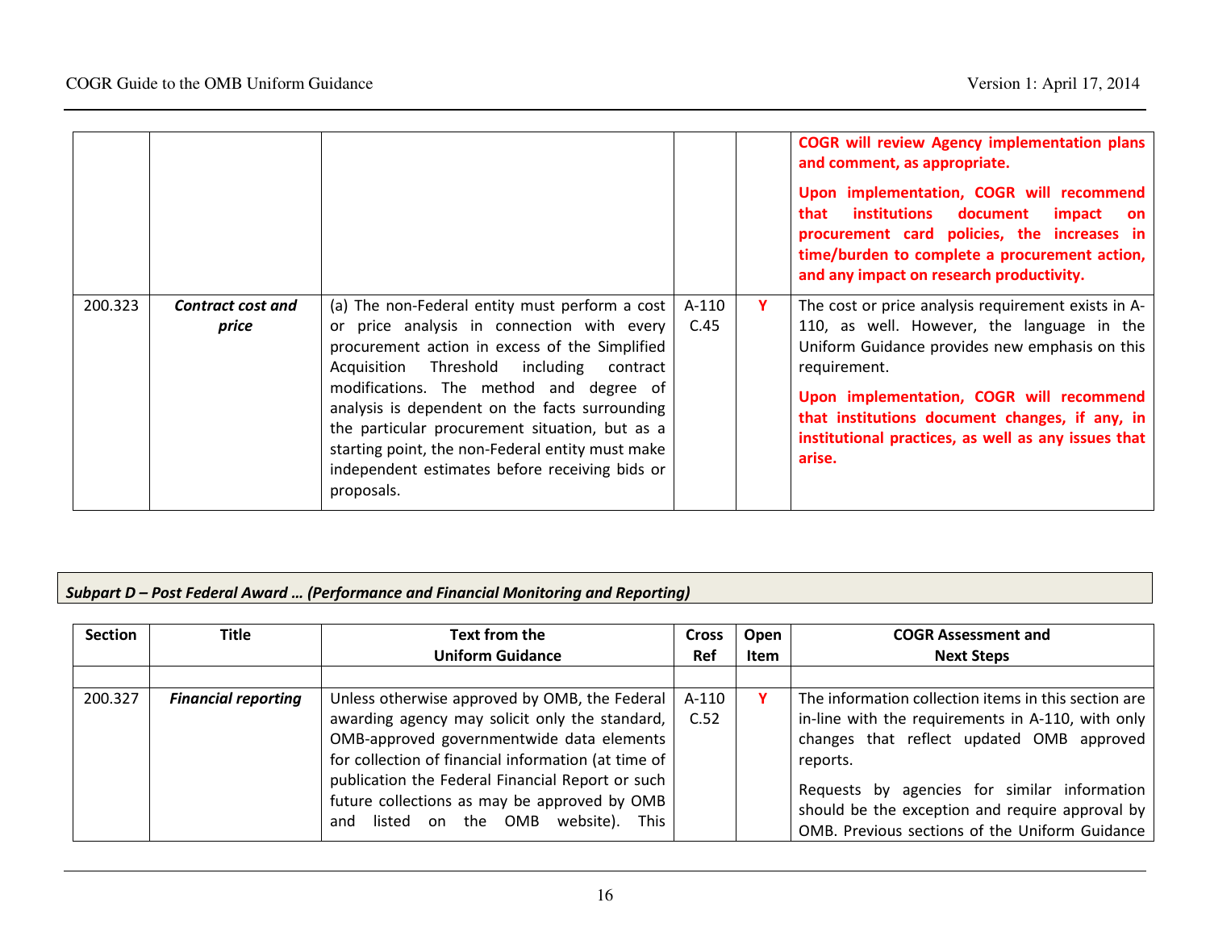| Section | Title | Text from the Uniform Guidance | Cross Ref | Open Item | COGR Assessment and Next Steps |
|---|---|---|---|---|---|
| | | | | | **COGR will review Agency implementation plans and comment, as appropriate.** **Upon implementation, COGR will recommend that institutions document impact on procurement card policies, the increases in time/burden to complete a procurement action, and any impact on research productivity.** |
| 200.323 | ***Contract cost and price*** | (a) The non-Federal entity must perform a cost or price analysis in connection with every procurement action in excess of the Simplified Acquisition Threshold including contract modifications. The method and degree of analysis is dependent on the facts surrounding the particular procurement situation, but as a starting point, the non-Federal entity must make independent estimates before receiving bids or proposals. | A-110 C.45 | **Y** | The cost or price analysis requirement exists in A-110, as well. However, the language in the Uniform Guidance provides new emphasis on this requirement. **Upon implementation, COGR will recommend that institutions document changes, if any, in institutional practices, as well as any issues that arise.** |

***Subpart D – Post Federal Award … (Performance and Financial Monitoring and Reporting)***

| Section | Title | Text from the Uniform Guidance | Cross Ref | Open Item | COGR Assessment and Next Steps |
|---|---|---|---|---|---|
| | | | | | |
| 200.327 | ***Financial reporting*** | Unless otherwise approved by OMB, the Federal awarding agency may solicit only the standard, OMB-approved governmentwide data elements for collection of financial information (at time of publication the Federal Financial Report or such future collections as may be approved by OMB and listed on the OMB website). This | A-110 C.52 | **Y** | The information collection items in this section are in-line with the requirements in A-110, with only changes that reflect updated OMB approved reports. Requests by agencies for similar information should be the exception and require approval by OMB. Previous sections of the Uniform Guidance |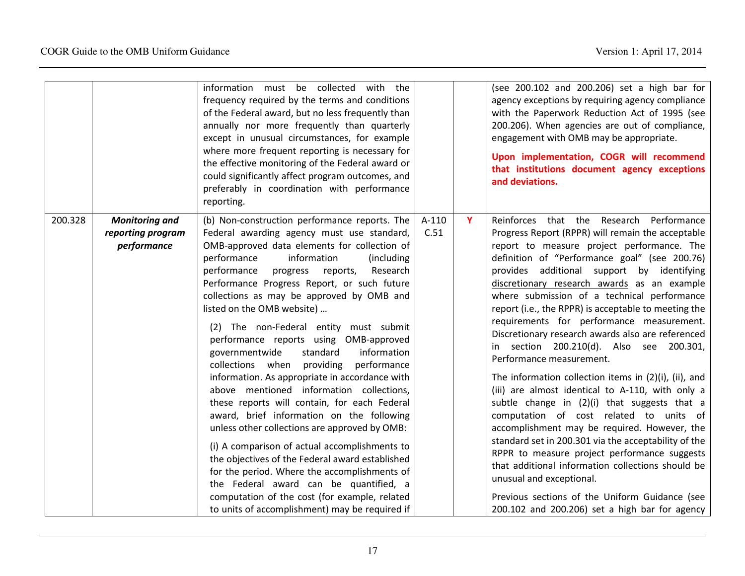| | | | | | |
|---|---|---|---|---|---|
| | | information must be collected with the frequency required by the terms and conditions of the Federal award, but no less frequently than annually nor more frequently than quarterly except in unusual circumstances, for example where more frequent reporting is necessary for the effective monitoring of the Federal award or could significantly affect program outcomes, and preferably in coordination with performance reporting. | | | (see 200.102 and 200.206) set a high bar for agency exceptions by requiring agency compliance with the Paperwork Reduction Act of 1995 (see 200.206). When agencies are out of compliance, engagement with OMB may be appropriate.<br><br>**Upon implementation, COGR will recommend that institutions document agency exceptions and deviations.** |
| 200.328 | ***Monitoring and reporting program performance*** | (b) Non-construction performance reports. The Federal awarding agency must use standard, OMB-approved data elements for collection of performance information (including performance progress reports, Research Performance Progress Report, or such future collections as may be approved by OMB and listed on the OMB website) …<br><br>(2) The non-Federal entity must submit performance reports using OMB-approved governmentwide standard information collections when providing performance information. As appropriate in accordance with above mentioned information collections, these reports will contain, for each Federal award, brief information on the following unless other collections are approved by OMB:<br><br>(i) A comparison of actual accomplishments to the objectives of the Federal award established for the period. Where the accomplishments of the Federal award can be quantified, a computation of the cost (for example, related to units of accomplishment) may be required if | A-110 C.51 | **Y** | Reinforces that the Research Performance Progress Report (RPPR) will remain the acceptable report to measure project performance. The definition of "Performance goal" (see 200.76) provides additional support by identifying discretionary research awards as an example where submission of a technical performance report (i.e., the RPPR) is acceptable to meeting the requirements for performance measurement. Discretionary research awards also are referenced in section 200.210(d). Also see 200.301, Performance measurement.<br><br>The information collection items in (2)(i), (ii), and (iii) are almost identical to A-110, with only a subtle change in (2)(i) that suggests that a computation of cost related to units of accomplishment may be required. However, the standard set in 200.301 via the acceptability of the RPPR to measure project performance suggests that additional information collections should be unusual and exceptional.<br><br>Previous sections of the Uniform Guidance (see 200.102 and 200.206) set a high bar for agency |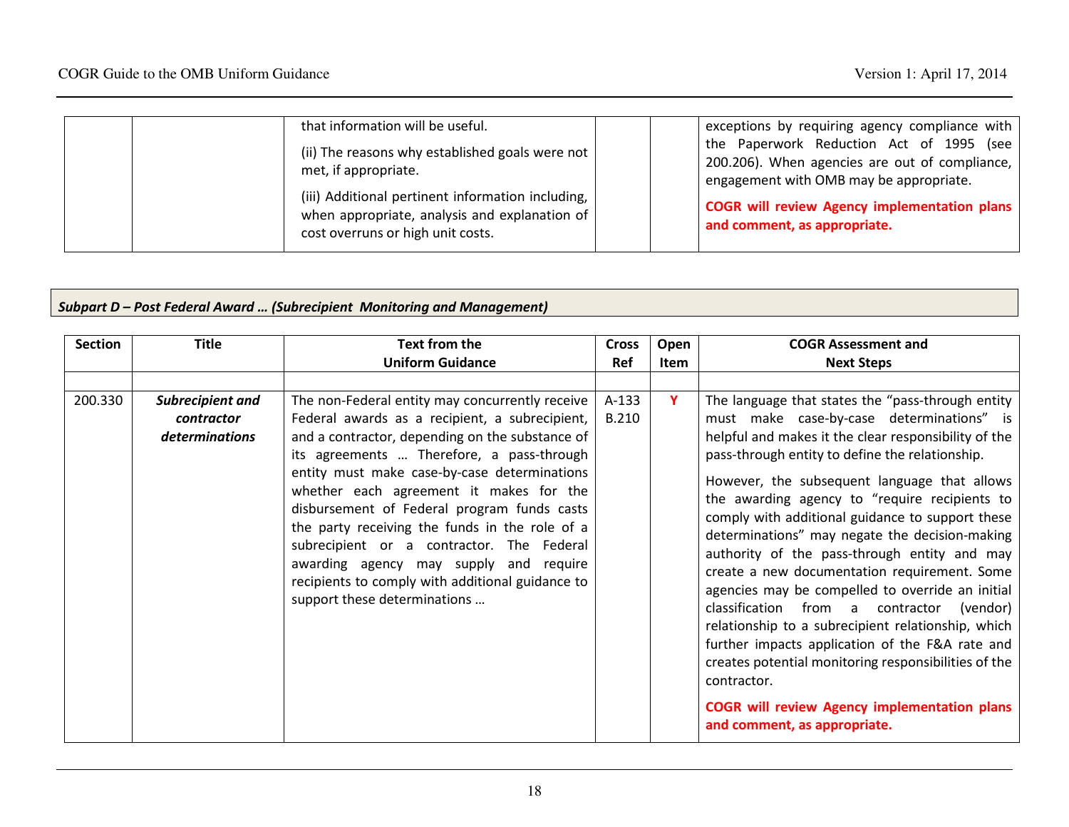| | | | | | |
|---|---|---|---|---|---|
| | | that information will be useful.<br><br>(ii) The reasons why established goals were not met, if appropriate.<br><br>(iii) Additional pertinent information including, when appropriate, analysis and explanation of cost overruns or high unit costs. | | | exceptions by requiring agency compliance with the Paperwork Reduction Act of 1995 (see 200.206). When agencies are out of compliance, engagement with OMB may be appropriate.<br><br>**COGR will review Agency implementation plans and comment, as appropriate.** |

***Subpart D – Post Federal Award … (Subrecipient Monitoring and Management)***

| Section | Title | Text from the Uniform Guidance | Cross Ref | Open Item | COGR Assessment and Next Steps |
|---|---|---|---|---|---|
| | | | | | |
| 200.330 | ***Subrecipient and contractor determinations*** | The non-Federal entity may concurrently receive Federal awards as a recipient, a subrecipient, and a contractor, depending on the substance of its agreements … Therefore, a pass-through entity must make case-by-case determinations whether each agreement it makes for the disbursement of Federal program funds casts the party receiving the funds in the role of a subrecipient or a contractor. The Federal awarding agency may supply and require recipients to comply with additional guidance to support these determinations … | A-133 B.210 | **Y** | The language that states the "pass-through entity must make case-by-case determinations" is helpful and makes it the clear responsibility of the pass-through entity to define the relationship.<br><br>However, the subsequent language that allows the awarding agency to "require recipients to comply with additional guidance to support these determinations" may negate the decision-making authority of the pass-through entity and may create a new documentation requirement. Some agencies may be compelled to override an initial classification from a contractor (vendor) relationship to a subrecipient relationship, which further impacts application of the F&A rate and creates potential monitoring responsibilities of the contractor.<br><br>**COGR will review Agency implementation plans and comment, as appropriate.** |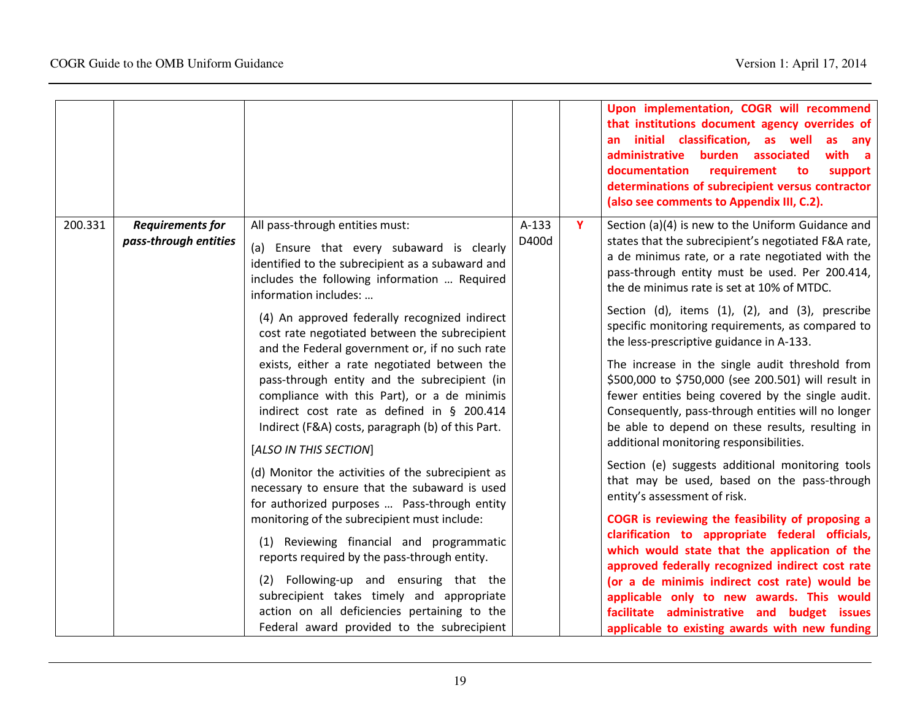| | | | | | |
|---|---|---|---|---|---|
| | | | | | **Upon implementation, COGR will recommend that institutions document agency overrides of an initial classification, as well as any administrative burden associated with a documentation requirement to support determinations of subrecipient versus contractor (also see comments to Appendix III, C.2).** |
| 200.331 | ***Requirements for pass-through entities*** | All pass-through entities must:<br><br>(a) Ensure that every subaward is clearly identified to the subrecipient as a subaward and includes the following information … Required information includes: …<br><br>(4) An approved federally recognized indirect cost rate negotiated between the subrecipient and the Federal government or, if no such rate exists, either a rate negotiated between the pass-through entity and the subrecipient (in compliance with this Part), or a de minimis indirect cost rate as defined in § 200.414 Indirect (F&A) costs, paragraph (b) of this Part.<br><br>[*ALSO IN THIS SECTION*]<br><br>(d) Monitor the activities of the subrecipient as necessary to ensure that the subaward is used for authorized purposes … Pass-through entity monitoring of the subrecipient must include:<br><br>(1) Reviewing financial and programmatic reports required by the pass-through entity.<br><br>(2) Following-up and ensuring that the subrecipient takes timely and appropriate action on all deficiencies pertaining to the Federal award provided to the subrecipient | A-133 D400d | **Y** | Section (a)(4) is new to the Uniform Guidance and states that the subrecipient's negotiated F&A rate, a de minimus rate, or a rate negotiated with the pass-through entity must be used. Per 200.414, the de minimus rate is set at 10% of MTDC.<br><br>Section (d), items (1), (2), and (3), prescribe specific monitoring requirements, as compared to the less-prescriptive guidance in A-133.<br><br>The increase in the single audit threshold from $500,000 to $750,000 (see 200.501) will result in fewer entities being covered by the single audit. Consequently, pass-through entities will no longer be able to depend on these results, resulting in additional monitoring responsibilities.<br><br>Section (e) suggests additional monitoring tools that may be used, based on the pass-through entity's assessment of risk.<br><br>**COGR is reviewing the feasibility of proposing a clarification to appropriate federal officials, which would state that the application of the approved federally recognized indirect cost rate (or a de minimis indirect cost rate) would be applicable only to new awards. This would facilitate administrative and budget issues applicable to existing awards with new funding** |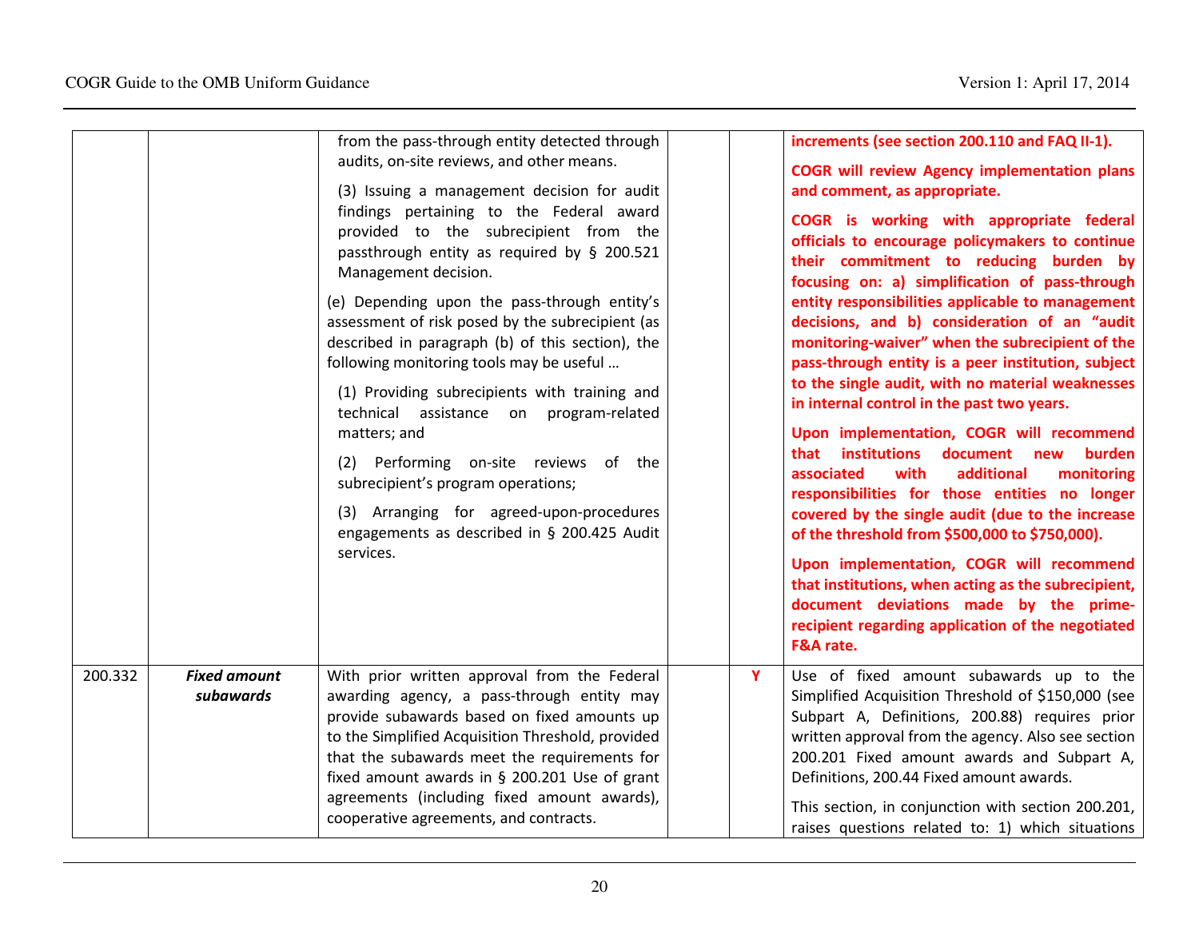| | | | | | |
|---|---|---|---|---|---|
| | | from the pass-through entity detected through audits, on-site reviews, and other means.<br><br>(3) Issuing a management decision for audit findings pertaining to the Federal award provided to the subrecipient from the passthrough entity as required by § 200.521 Management decision.<br><br>(e) Depending upon the pass-through entity's assessment of risk posed by the subrecipient (as described in paragraph (b) of this section), the following monitoring tools may be useful …<br><br>(1) Providing subrecipients with training and technical assistance on program-related matters; and<br><br>(2) Performing on-site reviews of the subrecipient's program operations;<br><br>(3) Arranging for agreed-upon-procedures engagements as described in § 200.425 Audit services. | | | **increments (see section 200.110 and FAQ II-1).**<br><br>**COGR will review Agency implementation plans and comment, as appropriate.**<br><br>**COGR is working with appropriate federal officials to encourage policymakers to continue their commitment to reducing burden by focusing on: a) simplification of pass-through entity responsibilities applicable to management decisions, and b) consideration of an "audit monitoring-waiver" when the subrecipient of the pass-through entity is a peer institution, subject to the single audit, with no material weaknesses in internal control in the past two years.**<br><br>**Upon implementation, COGR will recommend that institutions document new burden associated with additional monitoring responsibilities for those entities no longer covered by the single audit (due to the increase of the threshold from $500,000 to $750,000).**<br><br>**Upon implementation, COGR will recommend that institutions, when acting as the subrecipient, document deviations made by the prime-recipient regarding application of the negotiated F&A rate.** |
| 200.332 | ***Fixed amount subawards*** | With prior written approval from the Federal awarding agency, a pass-through entity may provide subawards based on fixed amounts up to the Simplified Acquisition Threshold, provided that the subawards meet the requirements for fixed amount awards in § 200.201 Use of grant agreements (including fixed amount awards), cooperative agreements, and contracts. | | **Y** | Use of fixed amount subawards up to the Simplified Acquisition Threshold of $150,000 (see Subpart A, Definitions, 200.88) requires prior written approval from the agency. Also see section 200.201 Fixed amount awards and Subpart A, Definitions, 200.44 Fixed amount awards.<br><br>This section, in conjunction with section 200.201, raises questions related to: 1) which situations |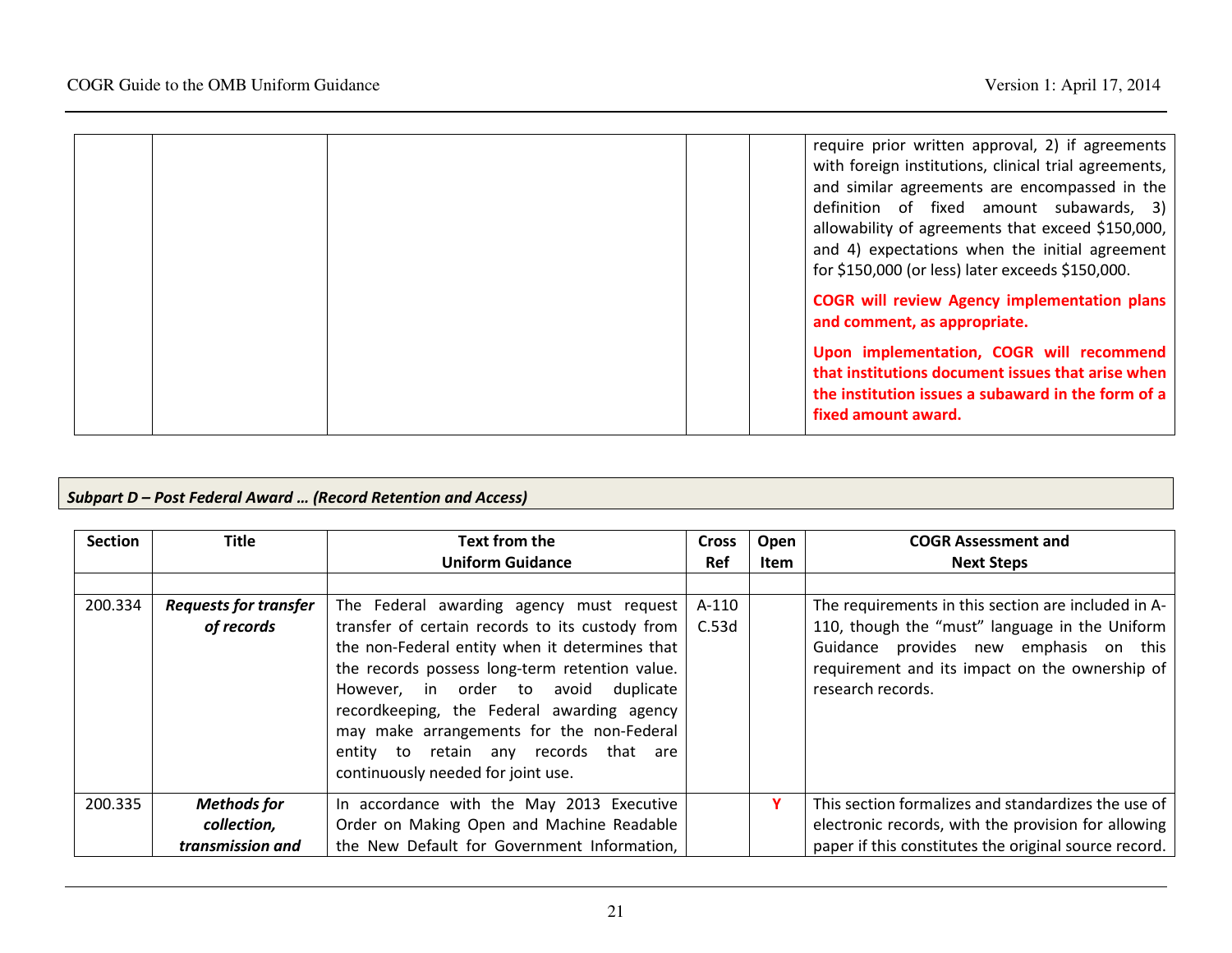| | | | | | |
|---|---|---|---|---|---|
| | | | | | require prior written approval, 2) if agreements with foreign institutions, clinical trial agreements, and similar agreements are encompassed in the definition of fixed amount subawards, 3) allowability of agreements that exceed $150,000, and 4) expectations when the initial agreement for $150,000 (or less) later exceeds $150,000.<br><br>**COGR will review Agency implementation plans and comment, as appropriate.**<br><br>**Upon implementation, COGR will recommend that institutions document issues that arise when the institution issues a subaward in the form of a fixed amount award.** |

***Subpart D – Post Federal Award … (Record Retention and Access)***

| Section | Title | Text from the Uniform Guidance | Cross Ref | Open Item | COGR Assessment and Next Steps |
|---|---|---|---|---|---|
| | | | | | |
| 200.334 | ***Requests for transfer of records*** | The Federal awarding agency must request transfer of certain records to its custody from the non-Federal entity when it determines that the records possess long-term retention value. However, in order to avoid duplicate recordkeeping, the Federal awarding agency may make arrangements for the non-Federal entity to retain any records that are continuously needed for joint use. | A-110 C.53d | | The requirements in this section are included in A-110, though the "must" language in the Uniform Guidance provides new emphasis on this requirement and its impact on the ownership of research records. |
| 200.335 | ***Methods for collection, transmission and*** | In accordance with the May 2013 Executive Order on Making Open and Machine Readable the New Default for Government Information, | | **Y** | This section formalizes and standardizes the use of electronic records, with the provision for allowing paper if this constitutes the original source record. |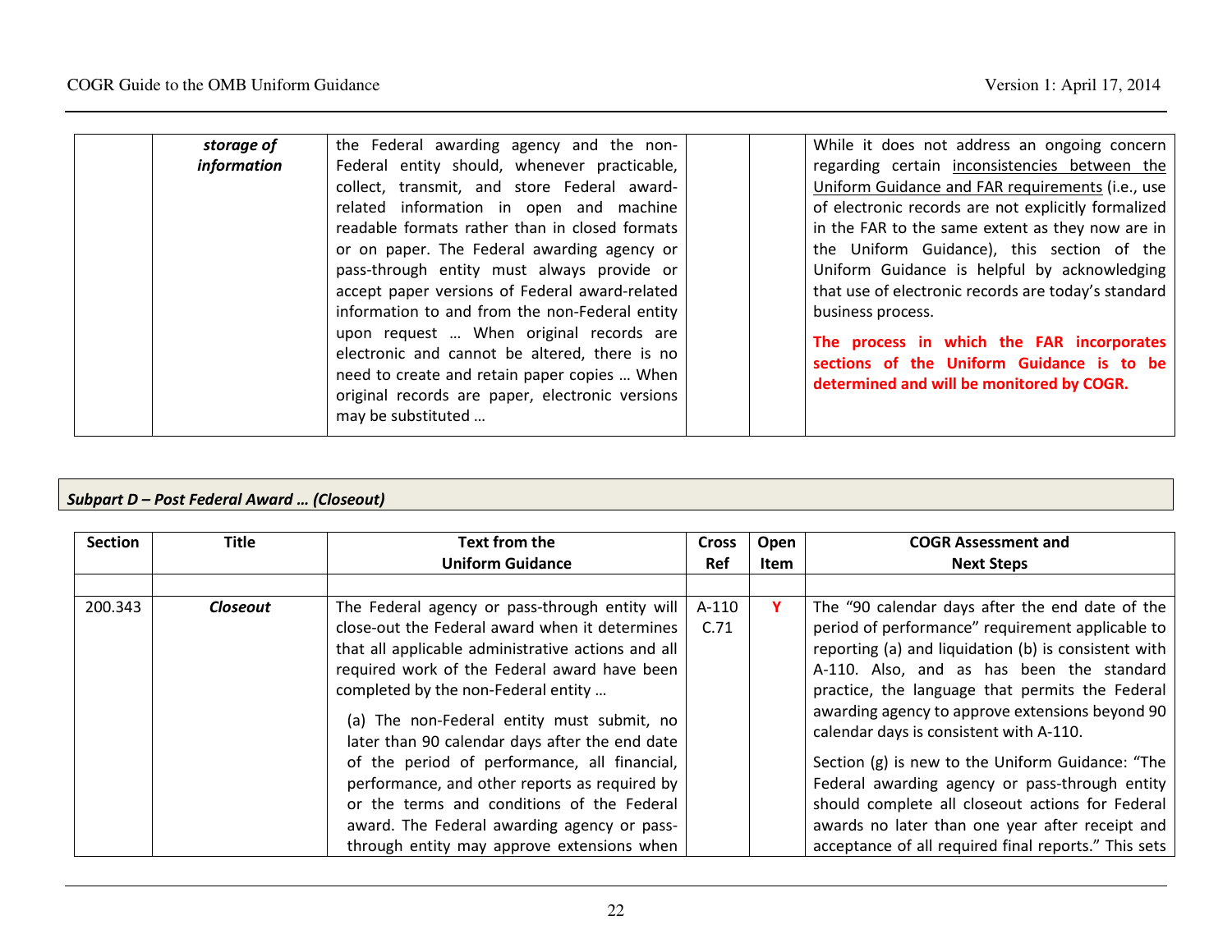| | | | | | |
|---|---|---|---|---|---|
| | ***storage of information*** | the Federal awarding agency and the non-Federal entity should, whenever practicable, collect, transmit, and store Federal award-related information in open and machine readable formats rather than in closed formats or on paper. The Federal awarding agency or pass-through entity must always provide or accept paper versions of Federal award-related information to and from the non-Federal entity upon request … When original records are electronic and cannot be altered, there is no need to create and retain paper copies … When original records are paper, electronic versions may be substituted … | | | While it does not address an ongoing concern regarding certain inconsistencies between the Uniform Guidance and FAR requirements (i.e., use of electronic records are not explicitly formalized in the FAR to the same extent as they now are in the Uniform Guidance), this section of the Uniform Guidance is helpful by acknowledging that use of electronic records are today's standard business process.<br><br>**The process in which the FAR incorporates sections of the Uniform Guidance is to be determined and will be monitored by COGR.** |

***Subpart D – Post Federal Award … (Closeout)***

| Section | Title | Text from the Uniform Guidance | Cross Ref | Open Item | COGR Assessment and Next Steps |
|---|---|---|---|---|---|
| | | | | | |
| 200.343 | ***Closeout*** | The Federal agency or pass-through entity will close-out the Federal award when it determines that all applicable administrative actions and all required work of the Federal award have been completed by the non-Federal entity …<br><br>(a) The non-Federal entity must submit, no later than 90 calendar days after the end date of the period of performance, all financial, performance, and other reports as required by or the terms and conditions of the Federal award. The Federal awarding agency or pass-through entity may approve extensions when | A-110 C.71 | **Y** | The "90 calendar days after the end date of the period of performance" requirement applicable to reporting (a) and liquidation (b) is consistent with A-110. Also, and as has been the standard practice, the language that permits the Federal awarding agency to approve extensions beyond 90 calendar days is consistent with A-110.<br><br>Section (g) is new to the Uniform Guidance: "The Federal awarding agency or pass-through entity should complete all closeout actions for Federal awards no later than one year after receipt and acceptance of all required final reports." This sets |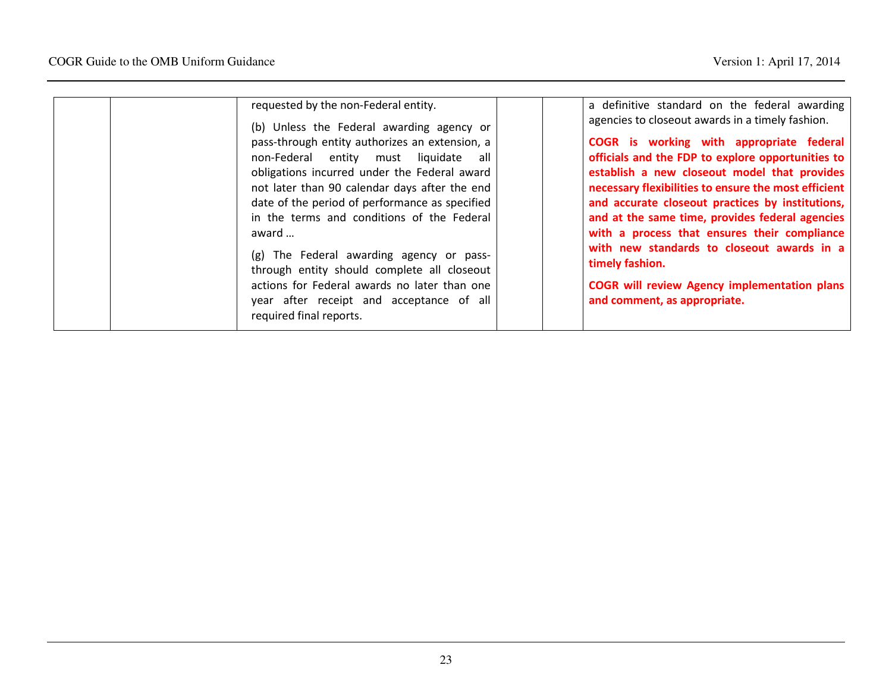|  |  |  |  |  |  |
|---|---|---|---|---|---|
|  |  | requested by the non-Federal entity.<br><br>(b) Unless the Federal awarding agency or pass-through entity authorizes an extension, a non-Federal entity must liquidate all obligations incurred under the Federal award not later than 90 calendar days after the end date of the period of performance as specified in the terms and conditions of the Federal award …<br><br>(g) The Federal awarding agency or pass-through entity should complete all closeout actions for Federal awards no later than one year after receipt and acceptance of all required final reports. |  |  | a definitive standard on the federal awarding agencies to closeout awards in a timely fashion.<br><br>**COGR is working with appropriate federal officials and the FDP to explore opportunities to establish a new closeout model that provides necessary flexibilities to ensure the most efficient and accurate closeout practices by institutions, and at the same time, provides federal agencies with a process that ensures their compliance with new standards to closeout awards in a timely fashion.**<br><br>**COGR will review Agency implementation plans and comment, as appropriate.** |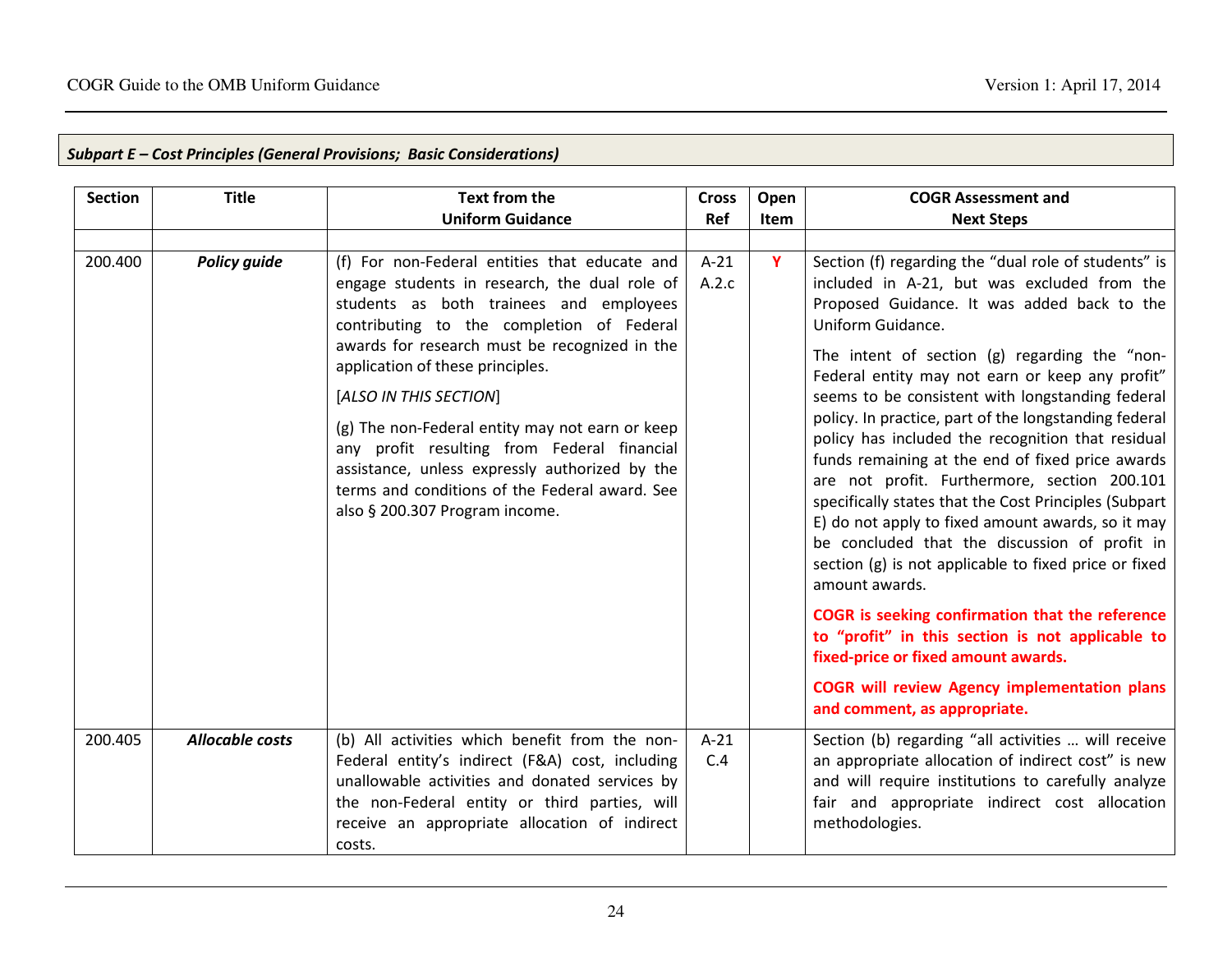***Subpart E – Cost Principles (General Provisions; Basic Considerations)***

| Section | Title | Text from the Uniform Guidance | Cross Ref | Open Item | COGR Assessment and Next Steps |
|---|---|---|---|---|---|
| | | | | | |
| 200.400 | ***Policy guide*** | (f) For non-Federal entities that educate and engage students in research, the dual role of students as both trainees and employees contributing to the completion of Federal awards for research must be recognized in the application of these principles.<br><br>[*ALSO IN THIS SECTION*]<br><br>(g) The non-Federal entity may not earn or keep any profit resulting from Federal financial assistance, unless expressly authorized by the terms and conditions of the Federal award. See also § 200.307 Program income. | A-21 A.2.c | **Y** | Section (f) regarding the "dual role of students" is included in A-21, but was excluded from the Proposed Guidance. It was added back to the Uniform Guidance.<br><br>The intent of section (g) regarding the "non-Federal entity may not earn or keep any profit" seems to be consistent with longstanding federal policy. In practice, part of the longstanding federal policy has included the recognition that residual funds remaining at the end of fixed price awards are not profit. Furthermore, section 200.101 specifically states that the Cost Principles (Subpart E) do not apply to fixed amount awards, so it may be concluded that the discussion of profit in section (g) is not applicable to fixed price or fixed amount awards.<br><br>**COGR is seeking confirmation that the reference to "profit" in this section is not applicable to fixed-price or fixed amount awards.**<br><br>**COGR will review Agency implementation plans and comment, as appropriate.** |
| 200.405 | ***Allocable costs*** | (b) All activities which benefit from the non-Federal entity's indirect (F&A) cost, including unallowable activities and donated services by the non-Federal entity or third parties, will receive an appropriate allocation of indirect costs. | A-21 C.4 | | Section (b) regarding "all activities … will receive an appropriate allocation of indirect cost" is new and will require institutions to carefully analyze fair and appropriate indirect cost allocation methodologies. |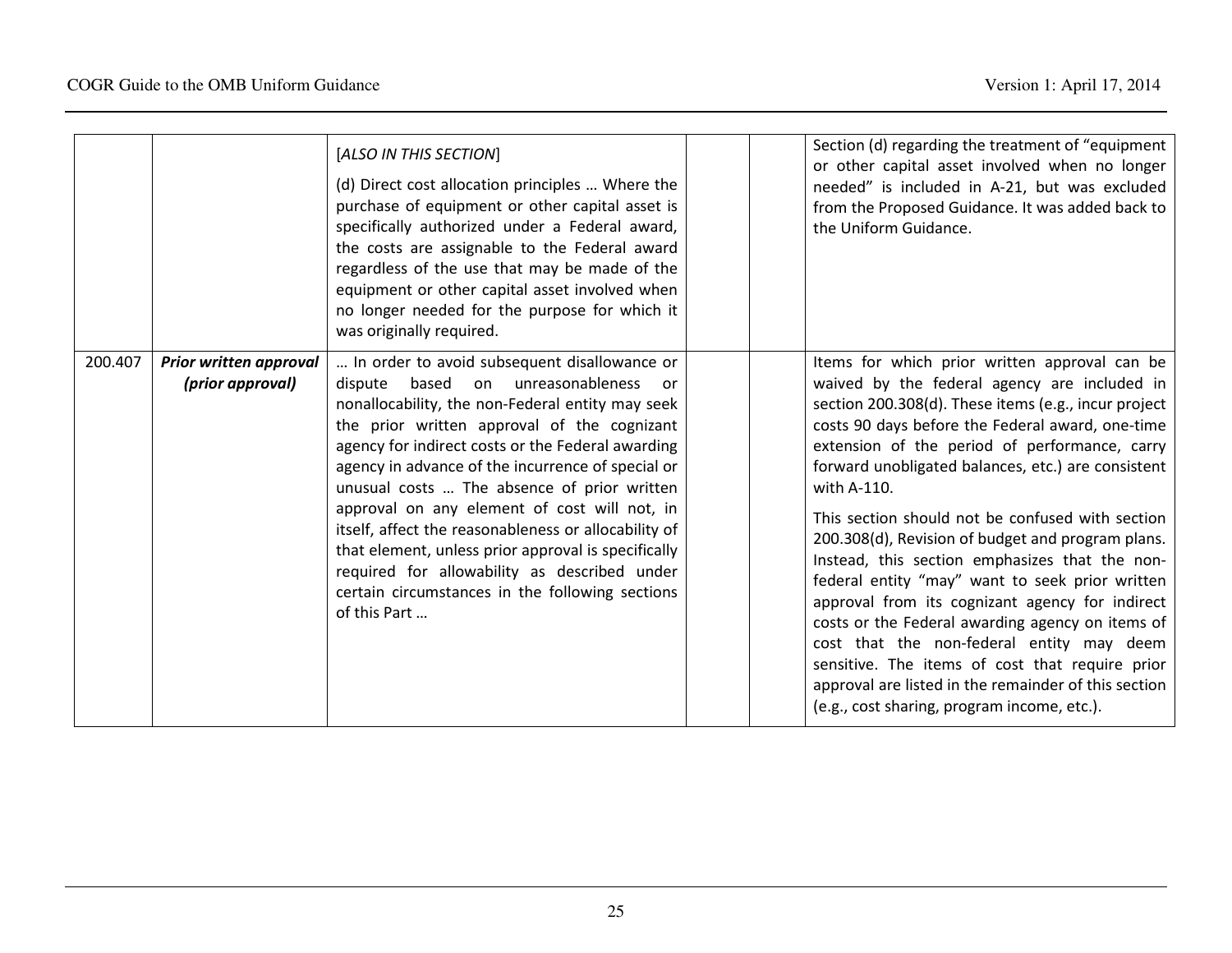| | | | | | |
|---|---|---|---|---|---|
| | | [*ALSO IN THIS SECTION*]<br><br>(d) Direct cost allocation principles … Where the purchase of equipment or other capital asset is specifically authorized under a Federal award, the costs are assignable to the Federal award regardless of the use that may be made of the equipment or other capital asset involved when no longer needed for the purpose for which it was originally required. | | | Section (d) regarding the treatment of "equipment or other capital asset involved when no longer needed" is included in A-21, but was excluded from the Proposed Guidance. It was added back to the Uniform Guidance. |
| 200.407 | ***Prior written approval (prior approval)*** | … In order to avoid subsequent disallowance or dispute based on unreasonableness or nonallocability, the non-Federal entity may seek the prior written approval of the cognizant agency for indirect costs or the Federal awarding agency in advance of the incurrence of special or unusual costs … The absence of prior written approval on any element of cost will not, in itself, affect the reasonableness or allocability of that element, unless prior approval is specifically required for allowability as described under certain circumstances in the following sections of this Part … | | | Items for which prior written approval can be waived by the federal agency are included in section 200.308(d). These items (e.g., incur project costs 90 days before the Federal award, one-time extension of the period of performance, carry forward unobligated balances, etc.) are consistent with A-110.<br><br>This section should not be confused with section 200.308(d), Revision of budget and program plans. Instead, this section emphasizes that the non-federal entity "may" want to seek prior written approval from its cognizant agency for indirect costs or the Federal awarding agency on items of cost that the non-federal entity may deem sensitive. The items of cost that require prior approval are listed in the remainder of this section (e.g., cost sharing, program income, etc.). |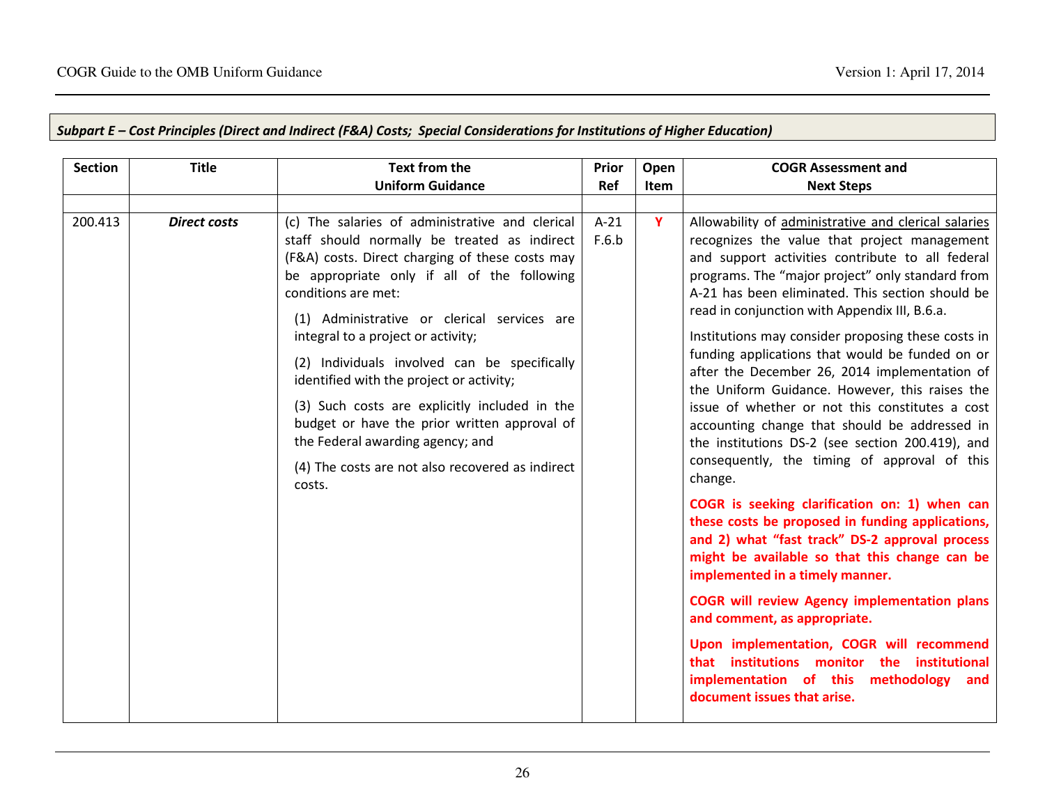*Subpart E – Cost Principles (Direct and Indirect (F&A) Costs; Special Considerations for Institutions of Higher Education)*

| Section | Title | Text from the Uniform Guidance | Prior Ref | Open Item | COGR Assessment and Next Steps |
|---|---|---|---|---|---|
| | | | | | |
| 200.413 | ***Direct costs*** | (c) The salaries of administrative and clerical staff should normally be treated as indirect (F&A) costs. Direct charging of these costs may be appropriate only if all of the following conditions are met:<br><br>(1) Administrative or clerical services are integral to a project or activity;<br><br>(2) Individuals involved can be specifically identified with the project or activity;<br><br>(3) Such costs are explicitly included in the budget or have the prior written approval of the Federal awarding agency; and<br><br>(4) The costs are not also recovered as indirect costs. | A-21 F.6.b | **Y** | Allowability of administrative and clerical salaries recognizes the value that project management and support activities contribute to all federal programs. The "major project" only standard from A-21 has been eliminated. This section should be read in conjunction with Appendix III, B.6.a.<br><br>Institutions may consider proposing these costs in funding applications that would be funded on or after the December 26, 2014 implementation of the Uniform Guidance. However, this raises the issue of whether or not this constitutes a cost accounting change that should be addressed in the institutions DS-2 (see section 200.419), and consequently, the timing of approval of this change.<br><br>**COGR is seeking clarification on: 1) when can these costs be proposed in funding applications, and 2) what "fast track" DS-2 approval process might be available so that this change can be implemented in a timely manner.**<br><br>**COGR will review Agency implementation plans and comment, as appropriate.**<br><br>**Upon implementation, COGR will recommend that institutions monitor the institutional implementation of this methodology and document issues that arise.** |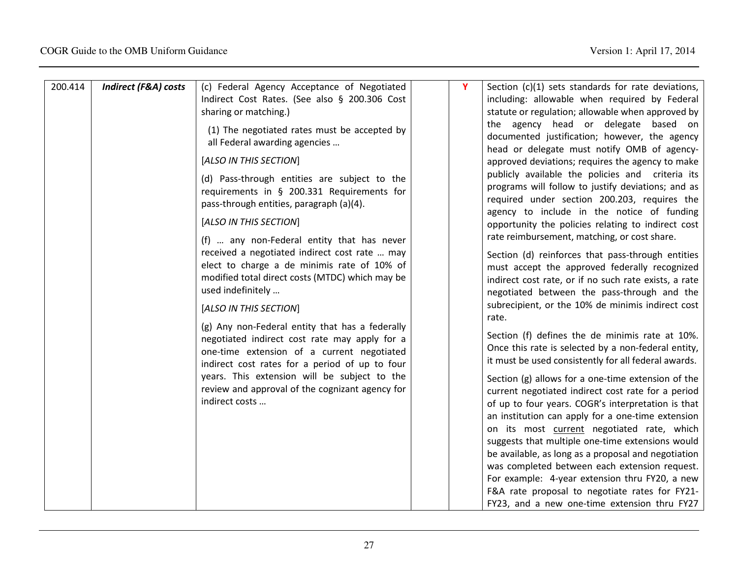| | | | | | |
|---|---|---|---|---|---|
| 200.414 | ***Indirect (F&A) costs*** | (c) Federal Agency Acceptance of Negotiated Indirect Cost Rates. (See also § 200.306 Cost sharing or matching.)<br><br>(1) The negotiated rates must be accepted by all Federal awarding agencies …<br><br>[*ALSO IN THIS SECTION*]<br><br>(d) Pass-through entities are subject to the requirements in § 200.331 Requirements for pass-through entities, paragraph (a)(4).<br><br>[*ALSO IN THIS SECTION*]<br><br>(f) … any non-Federal entity that has never received a negotiated indirect cost rate … may elect to charge a de minimis rate of 10% of modified total direct costs (MTDC) which may be used indefinitely …<br><br>[*ALSO IN THIS SECTION*]<br><br>(g) Any non-Federal entity that has a federally negotiated indirect cost rate may apply for a one-time extension of a current negotiated indirect cost rates for a period of up to four years. This extension will be subject to the review and approval of the cognizant agency for indirect costs … | | **Y** | Section (c)(1) sets standards for rate deviations, including: allowable when required by Federal statute or regulation; allowable when approved by the agency head or delegate based on documented justification; however, the agency head or delegate must notify OMB of agency-approved deviations; requires the agency to make publicly available the policies and criteria its programs will follow to justify deviations; and as required under section 200.203, requires the agency to include in the notice of funding opportunity the policies relating to indirect cost rate reimbursement, matching, or cost share.<br><br>Section (d) reinforces that pass-through entities must accept the approved federally recognized indirect cost rate, or if no such rate exists, a rate negotiated between the pass-through and the subrecipient, or the 10% de minimis indirect cost rate.<br><br>Section (f) defines the de minimis rate at 10%. Once this rate is selected by a non-federal entity, it must be used consistently for all federal awards.<br><br>Section (g) allows for a one-time extension of the current negotiated indirect cost rate for a period of up to four years. COGR's interpretation is that an institution can apply for a one-time extension on its most <u>current</u> negotiated rate, which suggests that multiple one-time extensions would be available, as long as a proposal and negotiation was completed between each extension request. For example: 4-year extension thru FY20, a new F&A rate proposal to negotiate rates for FY21-FY23, and a new one-time extension thru FY27 |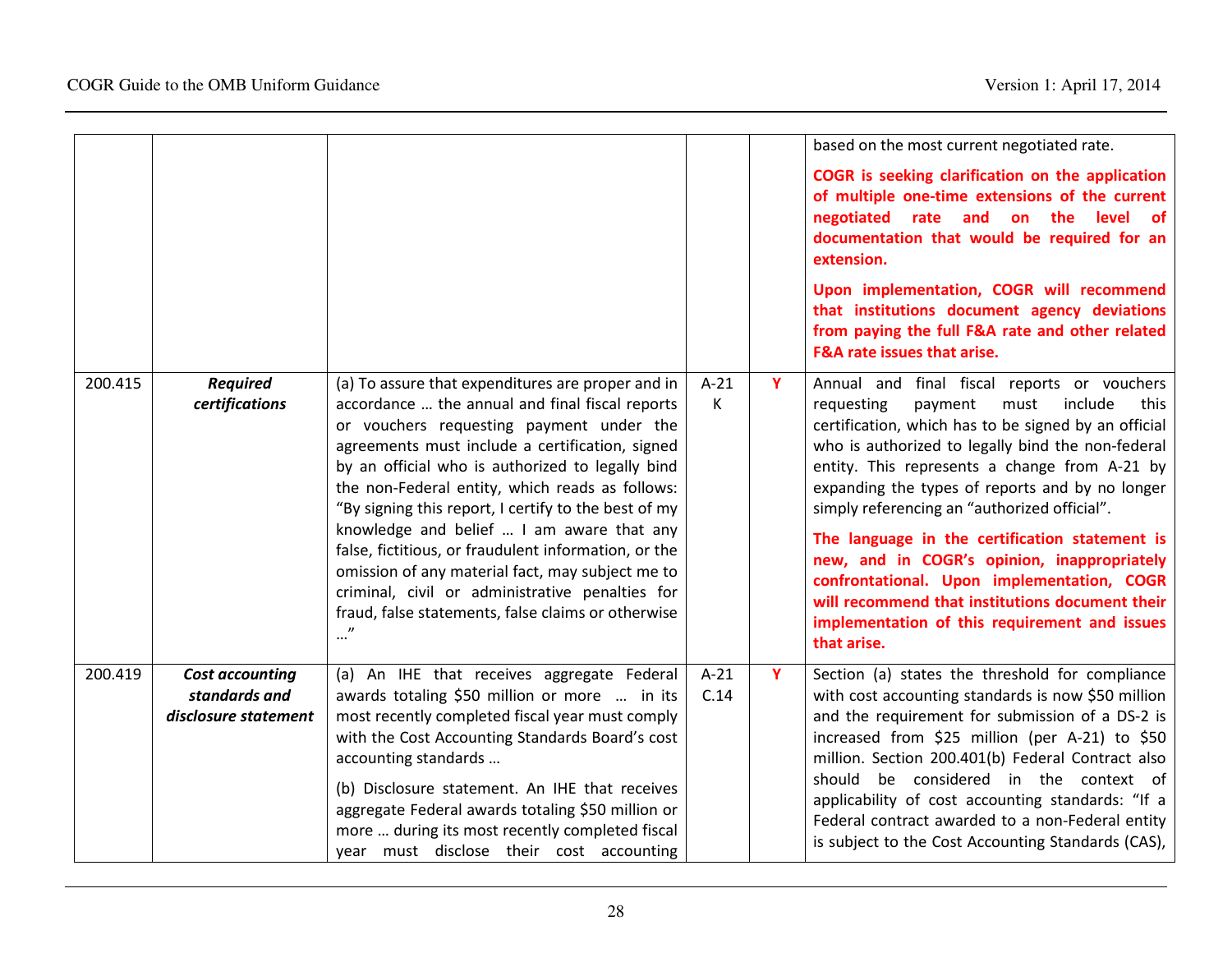| | | | | | |
|---|---|---|---|---|---|
| | | | | | based on the most current negotiated rate. **COGR is seeking clarification on the application of multiple one-time extensions of the current negotiated rate and on the level of documentation that would be required for an extension.** **Upon implementation, COGR will recommend that institutions document agency deviations from paying the full F&A rate and other related F&A rate issues that arise.** |
| 200.415 | ***Required certifications*** | (a) To assure that expenditures are proper and in accordance … the annual and final fiscal reports or vouchers requesting payment under the agreements must include a certification, signed by an official who is authorized to legally bind the non-Federal entity, which reads as follows: "By signing this report, I certify to the best of my knowledge and belief … I am aware that any false, fictitious, or fraudulent information, or the omission of any material fact, may subject me to criminal, civil or administrative penalties for fraud, false statements, false claims or otherwise …" | A-21 K | **Y** | Annual and final fiscal reports or vouchers requesting payment must include this certification, which has to be signed by an official who is authorized to legally bind the non-federal entity. This represents a change from A-21 by expanding the types of reports and by no longer simply referencing an "authorized official". **The language in the certification statement is new, and in COGR's opinion, inappropriately confrontational. Upon implementation, COGR will recommend that institutions document their implementation of this requirement and issues that arise.** |
| 200.419 | ***Cost accounting standards and disclosure statement*** | (a) An IHE that receives aggregate Federal awards totaling $50 million or more … in its most recently completed fiscal year must comply with the Cost Accounting Standards Board's cost accounting standards … (b) Disclosure statement. An IHE that receives aggregate Federal awards totaling $50 million or more … during its most recently completed fiscal year must disclose their cost accounting | A-21 C.14 | **Y** | Section (a) states the threshold for compliance with cost accounting standards is now $50 million and the requirement for submission of a DS-2 is increased from $25 million (per A-21) to $50 million. Section 200.401(b) Federal Contract also should be considered in the context of applicability of cost accounting standards: "If a Federal contract awarded to a non-Federal entity is subject to the Cost Accounting Standards (CAS), |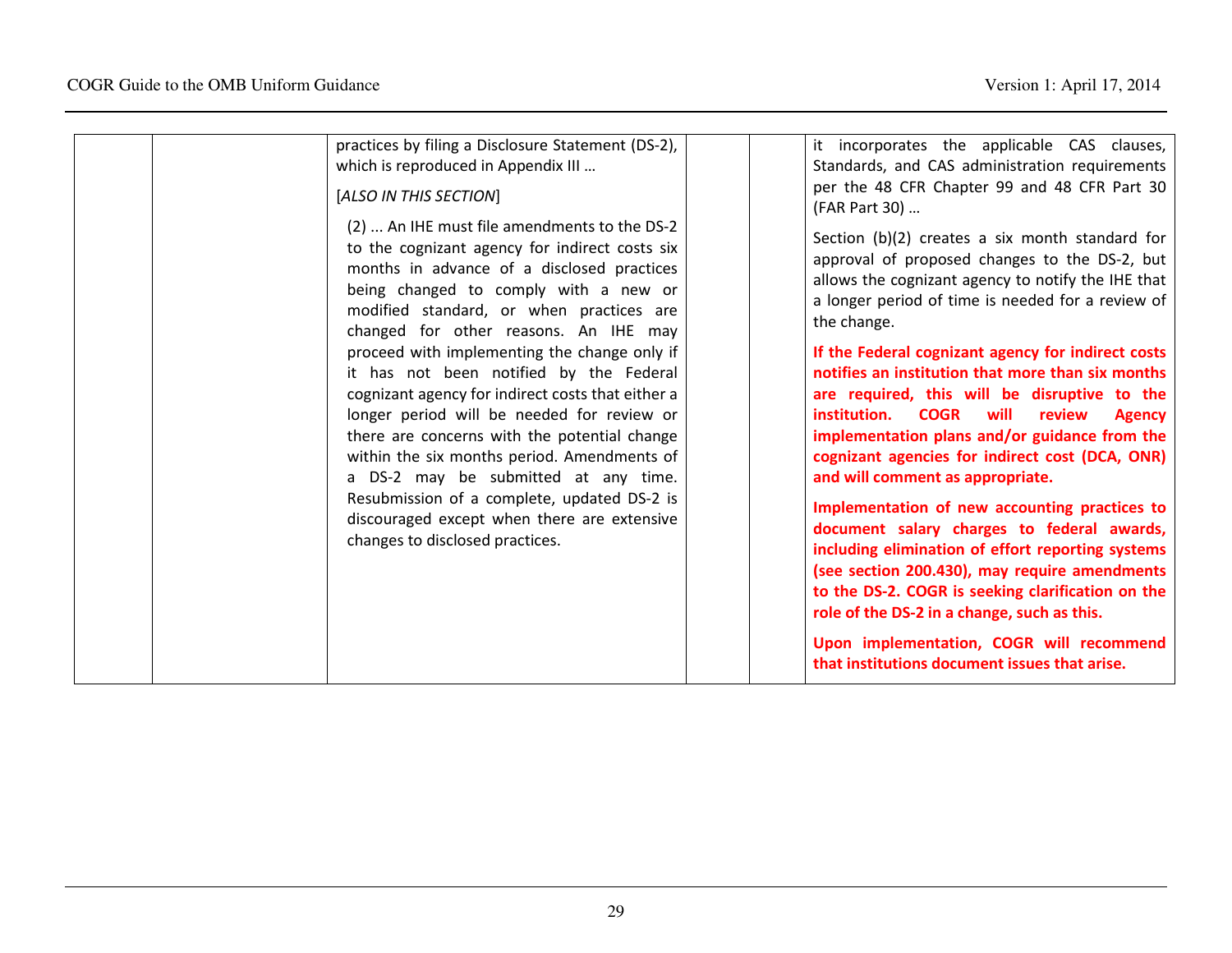| | | | | | |
|---|---|---|---|---|---|
| | | practices by filing a Disclosure Statement (DS-2), which is reproduced in Appendix III …<br><br>[*ALSO IN THIS SECTION*]<br><br>(2) ... An IHE must file amendments to the DS-2 to the cognizant agency for indirect costs six months in advance of a disclosed practices being changed to comply with a new or modified standard, or when practices are changed for other reasons. An IHE may proceed with implementing the change only if it has not been notified by the Federal cognizant agency for indirect costs that either a longer period will be needed for review or there are concerns with the potential change within the six months period. Amendments of a DS-2 may be submitted at any time. Resubmission of a complete, updated DS-2 is discouraged except when there are extensive changes to disclosed practices. | | | it incorporates the applicable CAS clauses, Standards, and CAS administration requirements per the 48 CFR Chapter 99 and 48 CFR Part 30 (FAR Part 30) …<br><br>Section (b)(2) creates a six month standard for approval of proposed changes to the DS-2, but allows the cognizant agency to notify the IHE that a longer period of time is needed for a review of the change.<br><br>**If the Federal cognizant agency for indirect costs notifies an institution that more than six months are required, this will be disruptive to the institution. COGR will review Agency implementation plans and/or guidance from the cognizant agencies for indirect cost (DCA, ONR) and will comment as appropriate.**<br><br>**Implementation of new accounting practices to document salary charges to federal awards, including elimination of effort reporting systems (see section 200.430), may require amendments to the DS-2. COGR is seeking clarification on the role of the DS-2 in a change, such as this.**<br><br>**Upon implementation, COGR will recommend that institutions document issues that arise.** |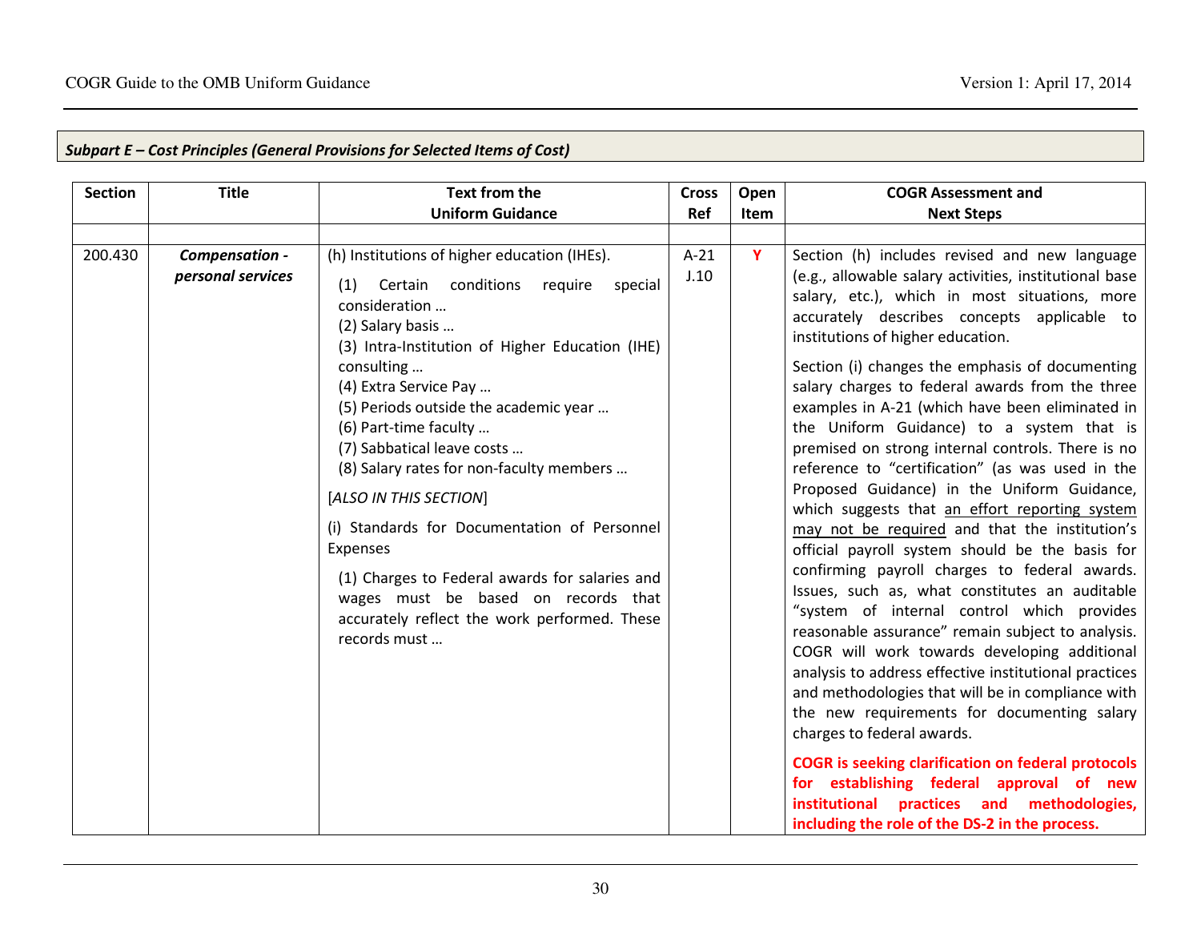***Subpart E – Cost Principles (General Provisions for Selected Items of Cost)***

| Section | Title | Text from the Uniform Guidance | Cross Ref | Open Item | COGR Assessment and Next Steps |
|---|---|---|---|---|---|
| | | | | | |
| 200.430 | ***Compensation - personal services*** | (h) Institutions of higher education (IHEs).<br>(1) Certain conditions require special consideration …<br>(2) Salary basis …<br>(3) Intra-Institution of Higher Education (IHE) consulting …<br>(4) Extra Service Pay …<br>(5) Periods outside the academic year …<br>(6) Part-time faculty …<br>(7) Sabbatical leave costs …<br>(8) Salary rates for non-faculty members …<br>[*ALSO IN THIS SECTION*]<br>(i) Standards for Documentation of Personnel Expenses<br>(1) Charges to Federal awards for salaries and wages must be based on records that accurately reflect the work performed. These records must … | A-21 J.10 | **Y** | Section (h) includes revised and new language (e.g., allowable salary activities, institutional base salary, etc.), which in most situations, more accurately describes concepts applicable to institutions of higher education.<br>Section (i) changes the emphasis of documenting salary charges to federal awards from the three examples in A-21 (which have been eliminated in the Uniform Guidance) to a system that is premised on strong internal controls. There is no reference to "certification" (as was used in the Proposed Guidance) in the Uniform Guidance, which suggests that an effort reporting system may not be required and that the institution's official payroll system should be the basis for confirming payroll charges to federal awards. Issues, such as, what constitutes an auditable "system of internal control which provides reasonable assurance" remain subject to analysis. COGR will work towards developing additional analysis to address effective institutional practices and methodologies that will be in compliance with the new requirements for documenting salary charges to federal awards.<br>**COGR is seeking clarification on federal protocols for establishing federal approval of new institutional practices and methodologies, including the role of the DS-2 in the process.** |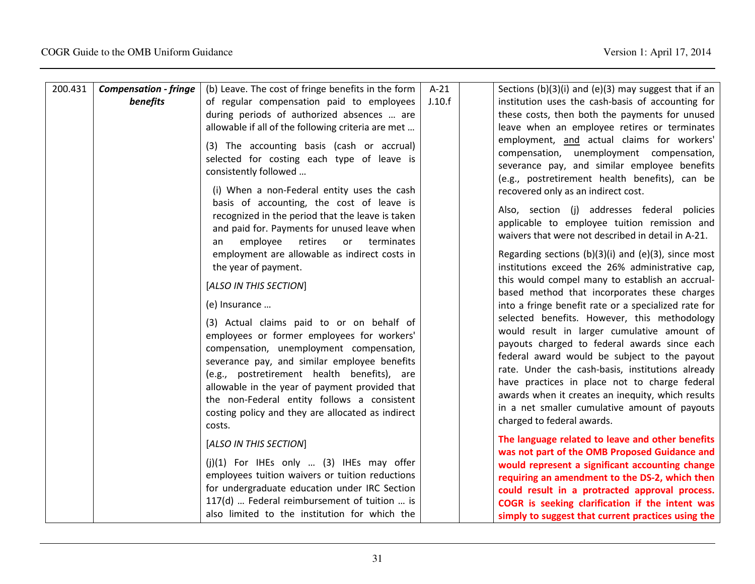| 200.431 | ***Compensation - fringe benefits*** | (b) Leave. The cost of fringe benefits in the form of regular compensation paid to employees during periods of authorized absences … are allowable if all of the following criteria are met …<br><br>(3) The accounting basis (cash or accrual) selected for costing each type of leave is consistently followed …<br><br>(i) When a non-Federal entity uses the cash basis of accounting, the cost of leave is recognized in the period that the leave is taken and paid for. Payments for unused leave when an employee retires or terminates employment are allowable as indirect costs in the year of payment.<br><br>[*ALSO IN THIS SECTION*]<br><br>(e) Insurance …<br><br>(3) Actual claims paid to or on behalf of employees or former employees for workers' compensation, unemployment compensation, severance pay, and similar employee benefits (e.g., postretirement health benefits), are allowable in the year of payment provided that the non-Federal entity follows a consistent costing policy and they are allocated as indirect costs.<br><br>[*ALSO IN THIS SECTION*]<br><br>(j)(1) For IHEs only … (3) IHEs may offer employees tuition waivers or tuition reductions for undergraduate education under IRC Section 117(d) … Federal reimbursement of tuition … is also limited to the institution for which the | A-21 J.10.f | | Sections (b)(3)(i) and (e)(3) may suggest that if an institution uses the cash-basis of accounting for these costs, then both the payments for unused leave when an employee retires or terminates employment, and actual claims for workers' compensation, unemployment compensation, severance pay, and similar employee benefits (e.g., postretirement health benefits), can be recovered only as an indirect cost.<br><br>Also, section (j) addresses federal policies applicable to employee tuition remission and waivers that were not described in detail in A-21.<br><br>Regarding sections (b)(3)(i) and (e)(3), since most institutions exceed the 26% administrative cap, this would compel many to establish an accrual-based method that incorporates these charges into a fringe benefit rate or a specialized rate for selected benefits. However, this methodology would result in larger cumulative amount of payouts charged to federal awards since each federal award would be subject to the payout rate. Under the cash-basis, institutions already have practices in place not to charge federal awards when it creates an inequity, which results in a net smaller cumulative amount of payouts charged to federal awards.<br><br>**The language related to leave and other benefits was not part of the OMB Proposed Guidance and would represent a significant accounting change requiring an amendment to the DS-2, which then could result in a protracted approval process. COGR is seeking clarification if the intent was simply to suggest that current practices using the** |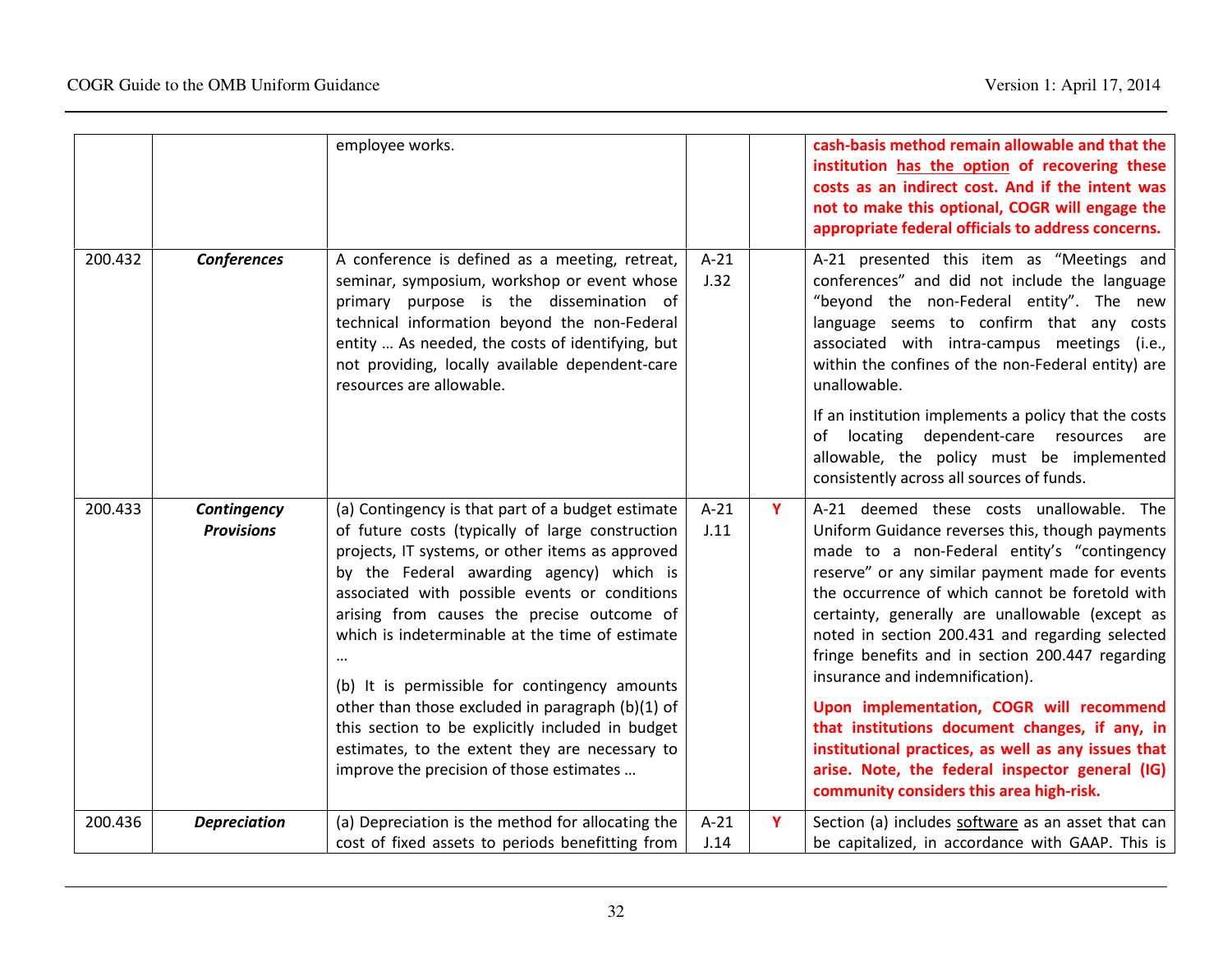| | | | | | |
|---|---|---|---|---|---|
| | | employee works. | | | **cash-basis method remain allowable and that the institution has the option of recovering these costs as an indirect cost. And if the intent was not to make this optional, COGR will engage the appropriate federal officials to address concerns.** |
| 200.432 | ***Conferences*** | A conference is defined as a meeting, retreat, seminar, symposium, workshop or event whose primary purpose is the dissemination of technical information beyond the non-Federal entity … As needed, the costs of identifying, but not providing, locally available dependent-care resources are allowable. | A-21 J.32 | | A-21 presented this item as "Meetings and conferences" and did not include the language "beyond the non-Federal entity". The new language seems to confirm that any costs associated with intra-campus meetings (i.e., within the confines of the non-Federal entity) are unallowable.<br><br>If an institution implements a policy that the costs of locating dependent-care resources are allowable, the policy must be implemented consistently across all sources of funds. |
| 200.433 | ***Contingency Provisions*** | (a) Contingency is that part of a budget estimate of future costs (typically of large construction projects, IT systems, or other items as approved by the Federal awarding agency) which is associated with possible events or conditions arising from causes the precise outcome of which is indeterminable at the time of estimate …<br><br>(b) It is permissible for contingency amounts other than those excluded in paragraph (b)(1) of this section to be explicitly included in budget estimates, to the extent they are necessary to improve the precision of those estimates … | A-21 J.11 | **Y** | A-21 deemed these costs unallowable. The Uniform Guidance reverses this, though payments made to a non-Federal entity's "contingency reserve" or any similar payment made for events the occurrence of which cannot be foretold with certainty, generally are unallowable (except as noted in section 200.431 and regarding selected fringe benefits and in section 200.447 regarding insurance and indemnification).<br><br>**Upon implementation, COGR will recommend that institutions document changes, if any, in institutional practices, as well as any issues that arise. Note, the federal inspector general (IG) community considers this area high-risk.** |
| 200.436 | ***Depreciation*** | (a) Depreciation is the method for allocating the cost of fixed assets to periods benefitting from | A-21 J.14 | **Y** | Section (a) includes software as an asset that can be capitalized, in accordance with GAAP. This is |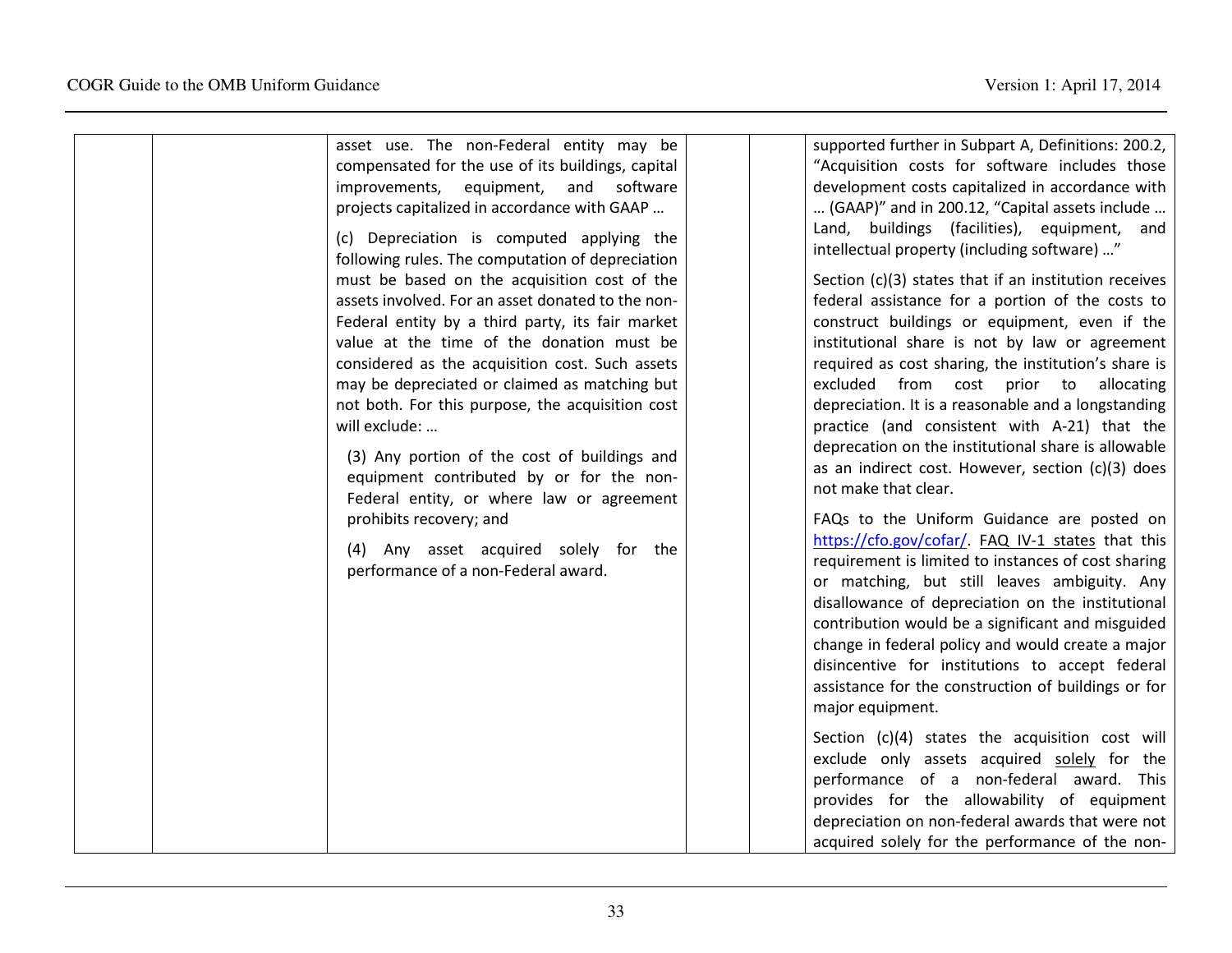| | | | | | |
|---|---|---|---|---|---|
| | | asset use. The non-Federal entity may be compensated for the use of its buildings, capital improvements, equipment, and software projects capitalized in accordance with GAAP …<br><br>(c) Depreciation is computed applying the following rules. The computation of depreciation must be based on the acquisition cost of the assets involved. For an asset donated to the non-Federal entity by a third party, its fair market value at the time of the donation must be considered as the acquisition cost. Such assets may be depreciated or claimed as matching but not both. For this purpose, the acquisition cost will exclude: …<br><br>(3) Any portion of the cost of buildings and equipment contributed by or for the non-Federal entity, or where law or agreement prohibits recovery; and<br><br>(4) Any asset acquired solely for the performance of a non-Federal award. | | | supported further in Subpart A, Definitions: 200.2, "Acquisition costs for software includes those development costs capitalized in accordance with … (GAAP)" and in 200.12, "Capital assets include … Land, buildings (facilities), equipment, and intellectual property (including software) …"<br><br>Section (c)(3) states that if an institution receives federal assistance for a portion of the costs to construct buildings or equipment, even if the institutional share is not by law or agreement required as cost sharing, the institution's share is excluded from cost prior to allocating depreciation. It is a reasonable and a longstanding practice (and consistent with A-21) that the deprecation on the institutional share is allowable as an indirect cost. However, section (c)(3) does not make that clear.<br><br>FAQs to the Uniform Guidance are posted on https://cfo.gov/cofar/. FAQ IV-1 states that this requirement is limited to instances of cost sharing or matching, but still leaves ambiguity. Any disallowance of depreciation on the institutional contribution would be a significant and misguided change in federal policy and would create a major disincentive for institutions to accept federal assistance for the construction of buildings or for major equipment.<br><br>Section (c)(4) states the acquisition cost will exclude only assets acquired solely for the performance of a non-federal award. This provides for the allowability of equipment depreciation on non-federal awards that were not acquired solely for the performance of the non- |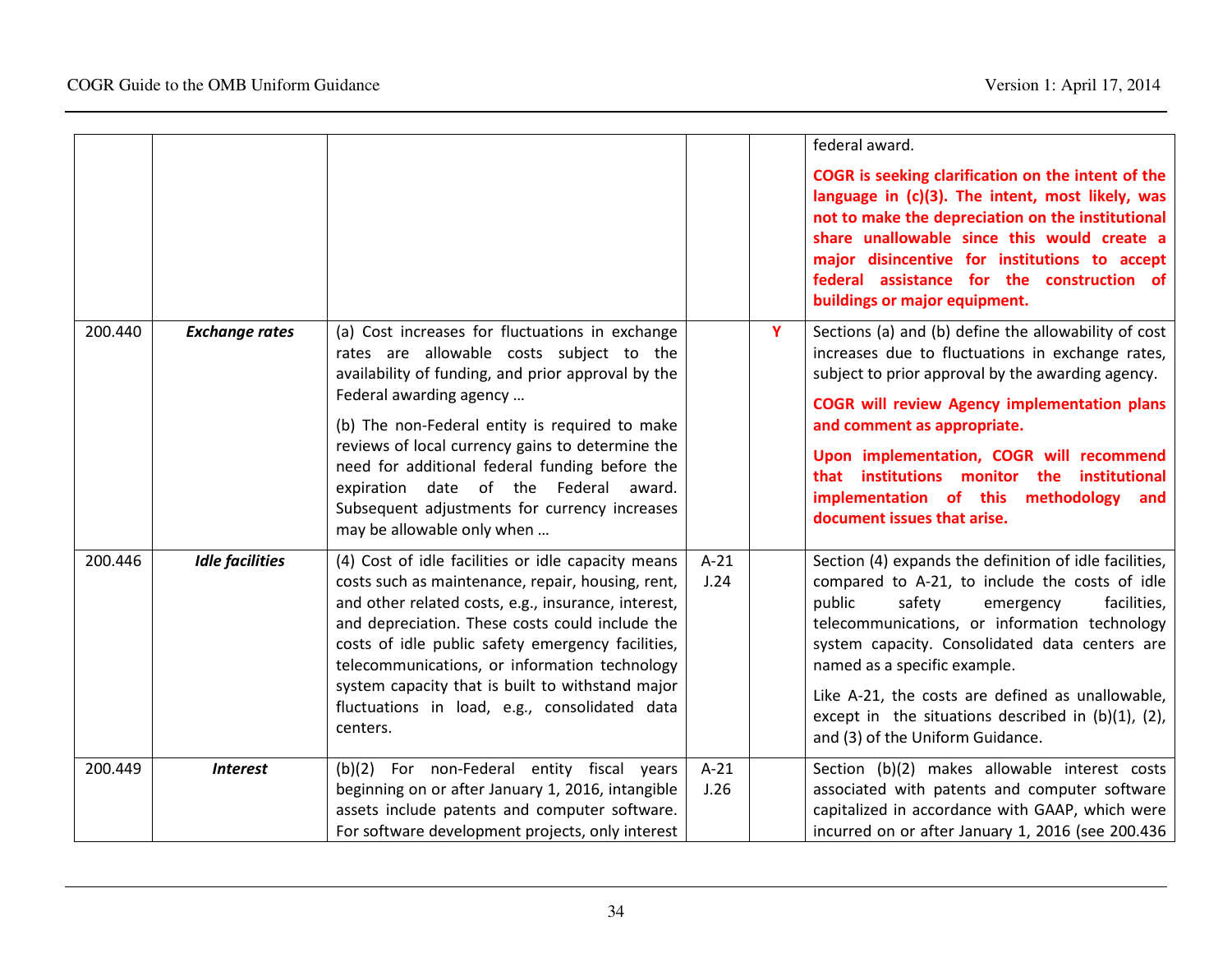| | | | | | federal award.<br><br>**COGR is seeking clarification on the intent of the language in (c)(3). The intent, most likely, was not to make the depreciation on the institutional share unallowable since this would create a major disincentive for institutions to accept federal assistance for the construction of buildings or major equipment.** |
|---|---|---|---|---|---|
| 200.440 | ***Exchange rates*** | (a) Cost increases for fluctuations in exchange rates are allowable costs subject to the availability of funding, and prior approval by the Federal awarding agency …<br><br>(b) The non-Federal entity is required to make reviews of local currency gains to determine the need for additional federal funding before the expiration date of the Federal award. Subsequent adjustments for currency increases may be allowable only when … | | **Y** | Sections (a) and (b) define the allowability of cost increases due to fluctuations in exchange rates, subject to prior approval by the awarding agency.<br><br>**COGR will review Agency implementation plans and comment as appropriate.**<br><br>**Upon implementation, COGR will recommend that institutions monitor the institutional implementation of this methodology and document issues that arise.** |
| 200.446 | ***Idle facilities*** | (4) Cost of idle facilities or idle capacity means costs such as maintenance, repair, housing, rent, and other related costs, e.g., insurance, interest, and depreciation. These costs could include the costs of idle public safety emergency facilities, telecommunications, or information technology system capacity that is built to withstand major fluctuations in load, e.g., consolidated data centers. | A-21 J.24 | | Section (4) expands the definition of idle facilities, compared to A-21, to include the costs of idle public safety emergency facilities, telecommunications, or information technology system capacity. Consolidated data centers are named as a specific example.<br><br>Like A-21, the costs are defined as unallowable, except in the situations described in (b)(1), (2), and (3) of the Uniform Guidance. |
| 200.449 | ***Interest*** | (b)(2) For non-Federal entity fiscal years beginning on or after January 1, 2016, intangible assets include patents and computer software. For software development projects, only interest | A-21 J.26 | | Section (b)(2) makes allowable interest costs associated with patents and computer software capitalized in accordance with GAAP, which were incurred on or after January 1, 2016 (see 200.436 |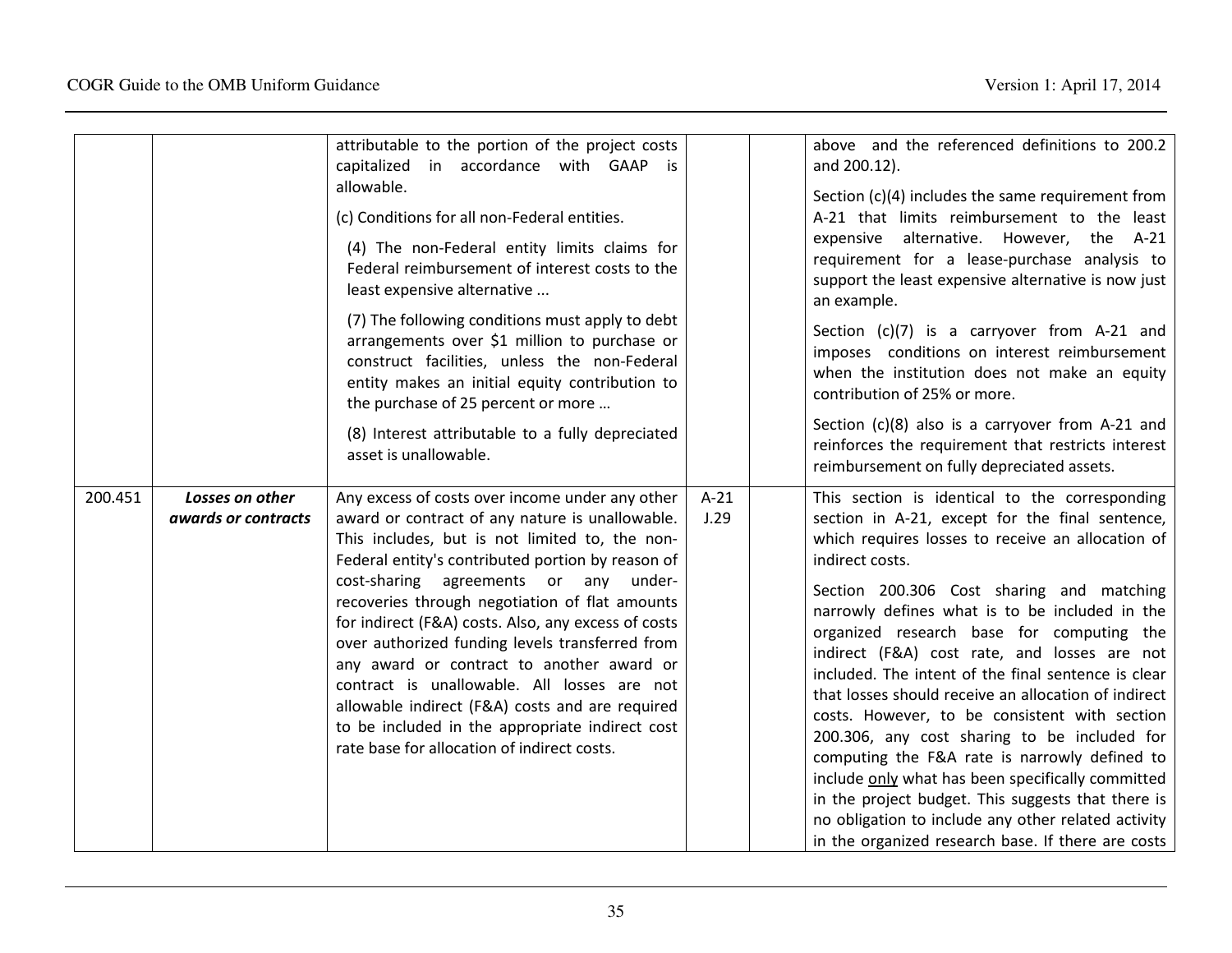| | | | | | |
|---|---|---|---|---|---|
| | | attributable to the portion of the project costs capitalized in accordance with GAAP is allowable.<br><br>(c) Conditions for all non-Federal entities.<br><br>(4) The non-Federal entity limits claims for Federal reimbursement of interest costs to the least expensive alternative ...<br><br>(7) The following conditions must apply to debt arrangements over $1 million to purchase or construct facilities, unless the non-Federal entity makes an initial equity contribution to the purchase of 25 percent or more …<br><br>(8) Interest attributable to a fully depreciated asset is unallowable. | | | above and the referenced definitions to 200.2 and 200.12).<br><br>Section (c)(4) includes the same requirement from A-21 that limits reimbursement to the least expensive alternative. However, the A-21 requirement for a lease-purchase analysis to support the least expensive alternative is now just an example.<br><br>Section (c)(7) is a carryover from A-21 and imposes conditions on interest reimbursement when the institution does not make an equity contribution of 25% or more.<br><br>Section (c)(8) also is a carryover from A-21 and reinforces the requirement that restricts interest reimbursement on fully depreciated assets. |
| 200.451 | ***Losses on other awards or contracts*** | Any excess of costs over income under any other award or contract of any nature is unallowable. This includes, but is not limited to, the non-Federal entity's contributed portion by reason of cost-sharing agreements or any under-recoveries through negotiation of flat amounts for indirect (F&A) costs. Also, any excess of costs over authorized funding levels transferred from any award or contract to another award or contract is unallowable. All losses are not allowable indirect (F&A) costs and are required to be included in the appropriate indirect cost rate base for allocation of indirect costs. | A-21 J.29 | | This section is identical to the corresponding section in A-21, except for the final sentence, which requires losses to receive an allocation of indirect costs.<br><br>Section 200.306 Cost sharing and matching narrowly defines what is to be included in the organized research base for computing the indirect (F&A) cost rate, and losses are not included. The intent of the final sentence is clear that losses should receive an allocation of indirect costs. However, to be consistent with section 200.306, any cost sharing to be included for computing the F&A rate is narrowly defined to include <u>only</u> what has been specifically committed in the project budget. This suggests that there is no obligation to include any other related activity in the organized research base. If there are costs |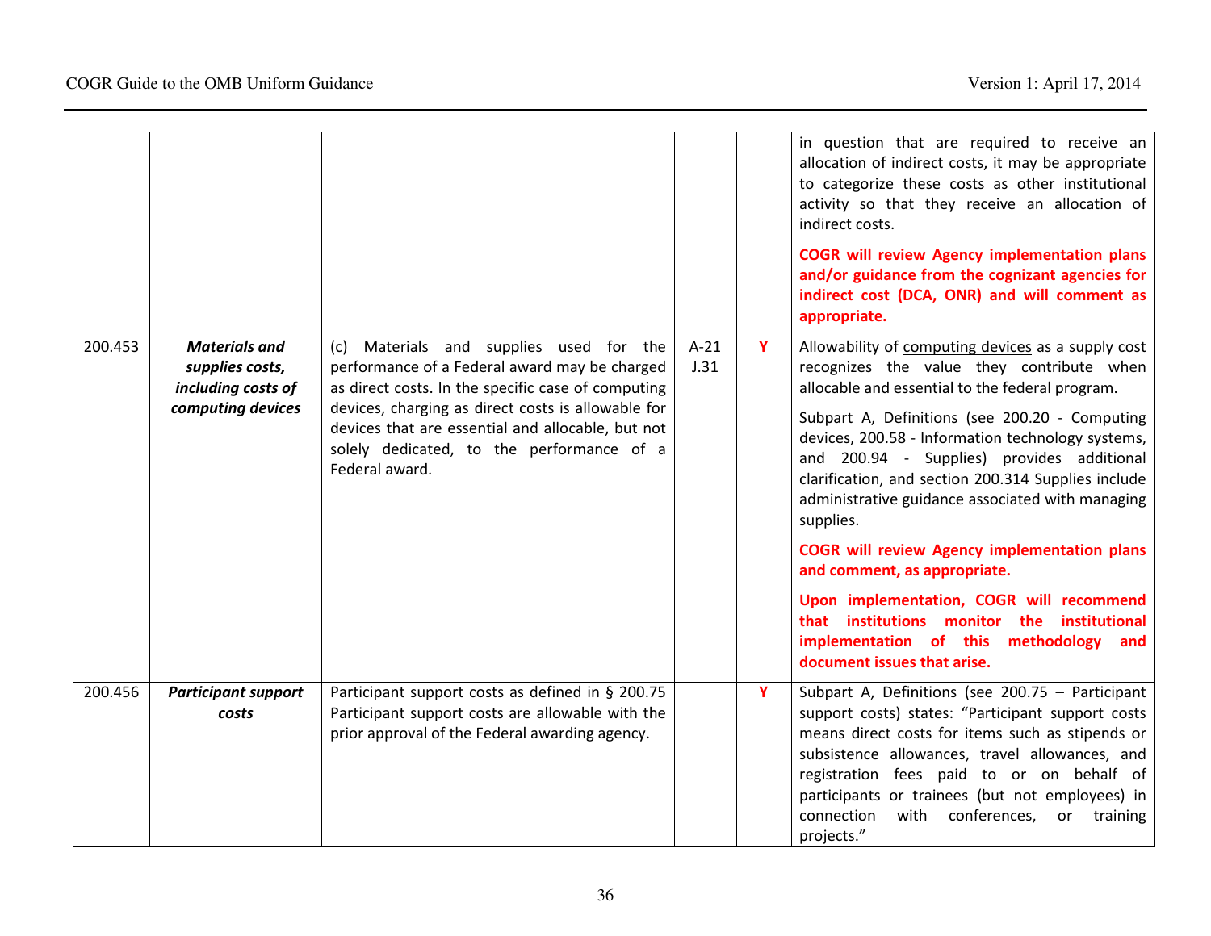| | | | | | |
|---|---|---|---|---|---|
| | | | | | in question that are required to receive an allocation of indirect costs, it may be appropriate to categorize these costs as other institutional activity so that they receive an allocation of indirect costs.<br><br>**COGR will review Agency implementation plans and/or guidance from the cognizant agencies for indirect cost (DCA, ONR) and will comment as appropriate.** |
| 200.453 | ***Materials and supplies costs, including costs of computing devices*** | (c) Materials and supplies used for the performance of a Federal award may be charged as direct costs. In the specific case of computing devices, charging as direct costs is allowable for devices that are essential and allocable, but not solely dedicated, to the performance of a Federal award. | A-21 J.31 | **Y** | Allowability of computing devices as a supply cost recognizes the value they contribute when allocable and essential to the federal program.<br><br>Subpart A, Definitions (see 200.20 - Computing devices, 200.58 - Information technology systems, and 200.94 - Supplies) provides additional clarification, and section 200.314 Supplies include administrative guidance associated with managing supplies.<br><br>**COGR will review Agency implementation plans and comment, as appropriate.**<br><br>**Upon implementation, COGR will recommend that institutions monitor the institutional implementation of this methodology and document issues that arise.** |
| 200.456 | ***Participant support costs*** | Participant support costs as defined in § 200.75 Participant support costs are allowable with the prior approval of the Federal awarding agency. | | **Y** | Subpart A, Definitions (see 200.75 – Participant support costs) states: "Participant support costs means direct costs for items such as stipends or subsistence allowances, travel allowances, and registration fees paid to or on behalf of participants or trainees (but not employees) in connection with conferences, or training projects." |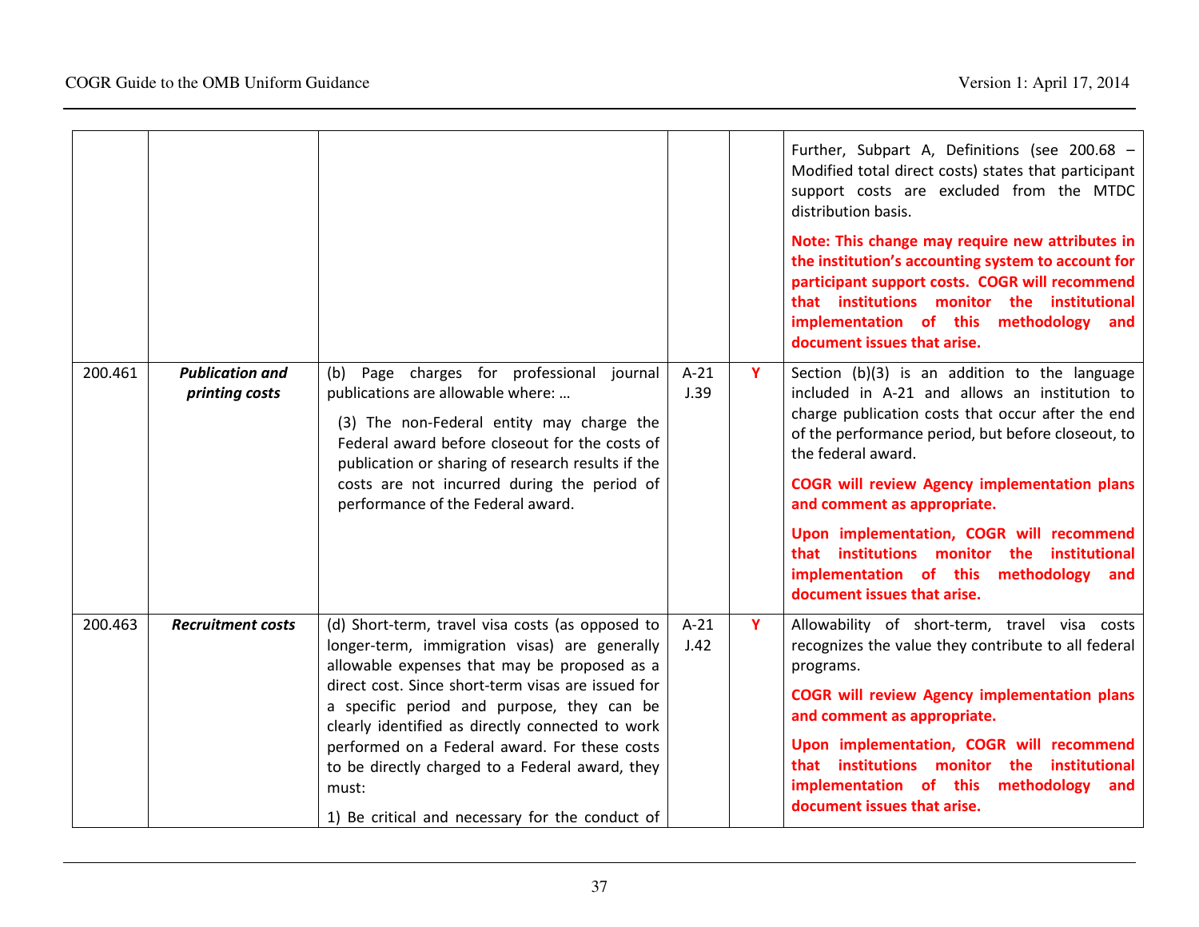| | | | | | |
|---|---|---|---|---|---|
| | | | | | Further, Subpart A, Definitions (see 200.68 – Modified total direct costs) states that participant support costs are excluded from the MTDC distribution basis.<br><br>**Note: This change may require new attributes in the institution's accounting system to account for participant support costs. COGR will recommend that institutions monitor the institutional implementation of this methodology and document issues that arise.** |
| 200.461 | ***Publication and printing costs*** | (b) Page charges for professional journal publications are allowable where: …<br><br>(3) The non-Federal entity may charge the Federal award before closeout for the costs of publication or sharing of research results if the costs are not incurred during the period of performance of the Federal award. | A-21 J.39 | **Y** | Section (b)(3) is an addition to the language included in A-21 and allows an institution to charge publication costs that occur after the end of the performance period, but before closeout, to the federal award.<br><br>**COGR will review Agency implementation plans and comment as appropriate.**<br><br>**Upon implementation, COGR will recommend that institutions monitor the institutional implementation of this methodology and document issues that arise.** |
| 200.463 | ***Recruitment costs*** | (d) Short-term, travel visa costs (as opposed to longer-term, immigration visas) are generally allowable expenses that may be proposed as a direct cost. Since short-term visas are issued for a specific period and purpose, they can be clearly identified as directly connected to work performed on a Federal award. For these costs to be directly charged to a Federal award, they must:<br><br>1) Be critical and necessary for the conduct of | A-21 J.42 | **Y** | Allowability of short-term, travel visa costs recognizes the value they contribute to all federal programs.<br><br>**COGR will review Agency implementation plans and comment as appropriate.**<br><br>**Upon implementation, COGR will recommend that institutions monitor the institutional implementation of this methodology and document issues that arise.** |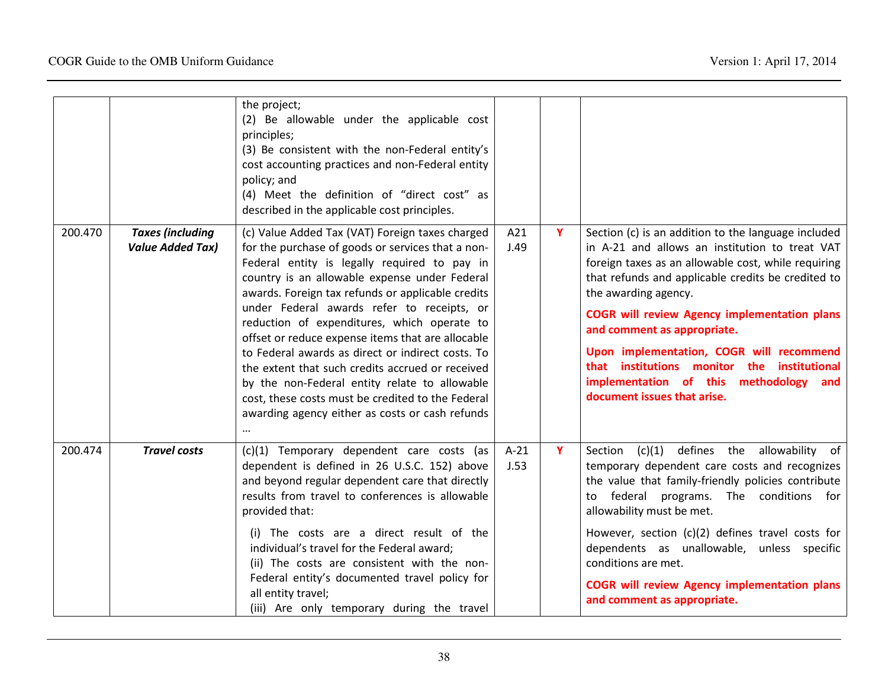| | | | | | |
|---|---|---|---|---|---|
| | | the project;<br>(2) Be allowable under the applicable cost principles;<br>(3) Be consistent with the non-Federal entity's cost accounting practices and non-Federal entity policy; and<br>(4) Meet the definition of "direct cost" as described in the applicable cost principles. | | | |
| 200.470 | ***Taxes (including Value Added Tax)*** | (c) Value Added Tax (VAT) Foreign taxes charged for the purchase of goods or services that a non-Federal entity is legally required to pay in country is an allowable expense under Federal awards. Foreign tax refunds or applicable credits under Federal awards refer to receipts, or reduction of expenditures, which operate to offset or reduce expense items that are allocable to Federal awards as direct or indirect costs. To the extent that such credits accrued or received by the non-Federal entity relate to allowable cost, these costs must be credited to the Federal awarding agency either as costs or cash refunds … | A21 J.49 | **Y** | Section (c) is an addition to the language included in A-21 and allows an institution to treat VAT foreign taxes as an allowable cost, while requiring that refunds and applicable credits be credited to the awarding agency.<br>**COGR will review Agency implementation plans and comment as appropriate.**<br>**Upon implementation, COGR will recommend that institutions monitor the institutional implementation of this methodology and document issues that arise.** |
| 200.474 | ***Travel costs*** | (c)(1) Temporary dependent care costs (as dependent is defined in 26 U.S.C. 152) above and beyond regular dependent care that directly results from travel to conferences is allowable provided that:<br>(i) The costs are a direct result of the individual's travel for the Federal award;<br>(ii) The costs are consistent with the non-Federal entity's documented travel policy for all entity travel;<br>(iii) Are only temporary during the travel | A-21 J.53 | **Y** | Section (c)(1) defines the allowability of temporary dependent care costs and recognizes the value that family-friendly policies contribute to federal programs. The conditions for allowability must be met.<br>However, section (c)(2) defines travel costs for dependents as unallowable, unless specific conditions are met.<br>**COGR will review Agency implementation plans and comment as appropriate.** |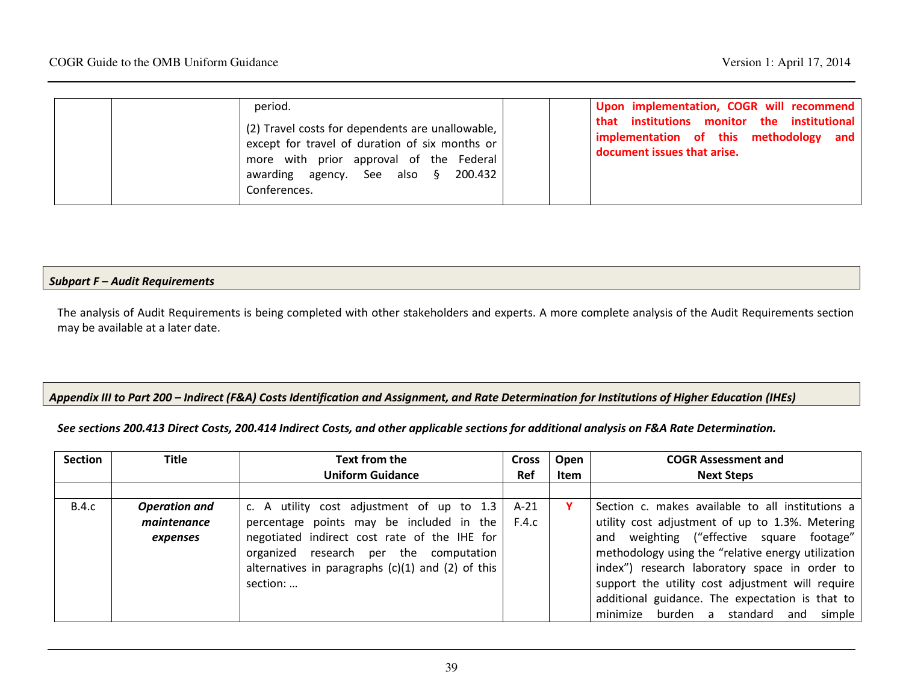| | | Text | | | |
|---|---|---|---|---|---|
| | | period.<br><br>(2) Travel costs for dependents are unallowable, except for travel of duration of six months or more with prior approval of the Federal awarding agency. See also § 200.432 Conferences. | | | **Upon implementation, COGR will recommend that institutions monitor the institutional implementation of this methodology and document issues that arise.** |

***Subpart F – Audit Requirements***

The analysis of Audit Requirements is being completed with other stakeholders and experts. A more complete analysis of the Audit Requirements section may be available at a later date.

***Appendix III to Part 200 – Indirect (F&A) Costs Identification and Assignment, and Rate Determination for Institutions of Higher Education (IHEs)***

***See sections 200.413 Direct Costs, 200.414 Indirect Costs, and other applicable sections for additional analysis on F&A Rate Determination.***

| Section | Title | Text from the Uniform Guidance | Cross Ref | Open Item | COGR Assessment and Next Steps |
|---|---|---|---|---|---|
| | | | | | |
| B.4.c | ***Operation and maintenance expenses*** | c. A utility cost adjustment of up to 1.3 percentage points may be included in the negotiated indirect cost rate of the IHE for organized research per the computation alternatives in paragraphs (c)(1) and (2) of this section: … | A-21 F.4.c | **Y** | Section c. makes available to all institutions a utility cost adjustment of up to 1.3%. Metering and weighting ("effective square footage" methodology using the "relative energy utilization index") research laboratory space in order to support the utility cost adjustment will require additional guidance. The expectation is that to minimize burden a standard and simple |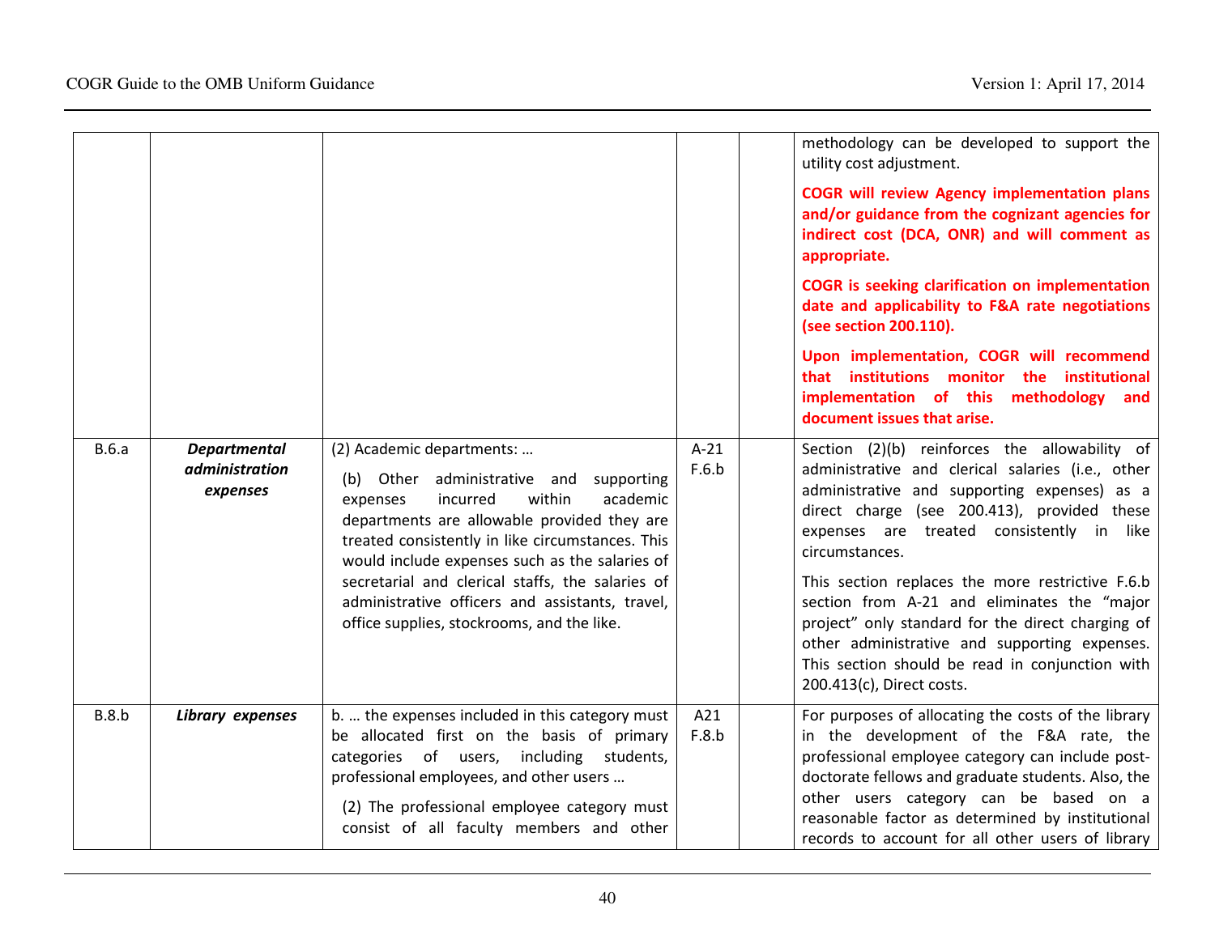| | | | | | |
|---|---|---|---|---|---|
| | | | | | methodology can be developed to support the utility cost adjustment.<br><br>**COGR will review Agency implementation plans and/or guidance from the cognizant agencies for indirect cost (DCA, ONR) and will comment as appropriate.**<br><br>**COGR is seeking clarification on implementation date and applicability to F&A rate negotiations (see section 200.110).**<br><br>**Upon implementation, COGR will recommend that institutions monitor the institutional implementation of this methodology and document issues that arise.** |
| B.6.a | ***Departmental administration expenses*** | (2) Academic departments: …<br><br>(b) Other administrative and supporting expenses incurred within academic departments are allowable provided they are treated consistently in like circumstances. This would include expenses such as the salaries of secretarial and clerical staffs, the salaries of administrative officers and assistants, travel, office supplies, stockrooms, and the like. | A-21 F.6.b | | Section (2)(b) reinforces the allowability of administrative and clerical salaries (i.e., other administrative and supporting expenses) as a direct charge (see 200.413), provided these expenses are treated consistently in like circumstances.<br><br>This section replaces the more restrictive F.6.b section from A-21 and eliminates the "major project" only standard for the direct charging of other administrative and supporting expenses. This section should be read in conjunction with 200.413(c), Direct costs. |
| B.8.b | ***Library expenses*** | b. … the expenses included in this category must be allocated first on the basis of primary categories of users, including students, professional employees, and other users …<br><br>(2) The professional employee category must consist of all faculty members and other | A21 F.8.b | | For purposes of allocating the costs of the library in the development of the F&A rate, the professional employee category can include post-doctorate fellows and graduate students. Also, the other users category can be based on a reasonable factor as determined by institutional records to account for all other users of library |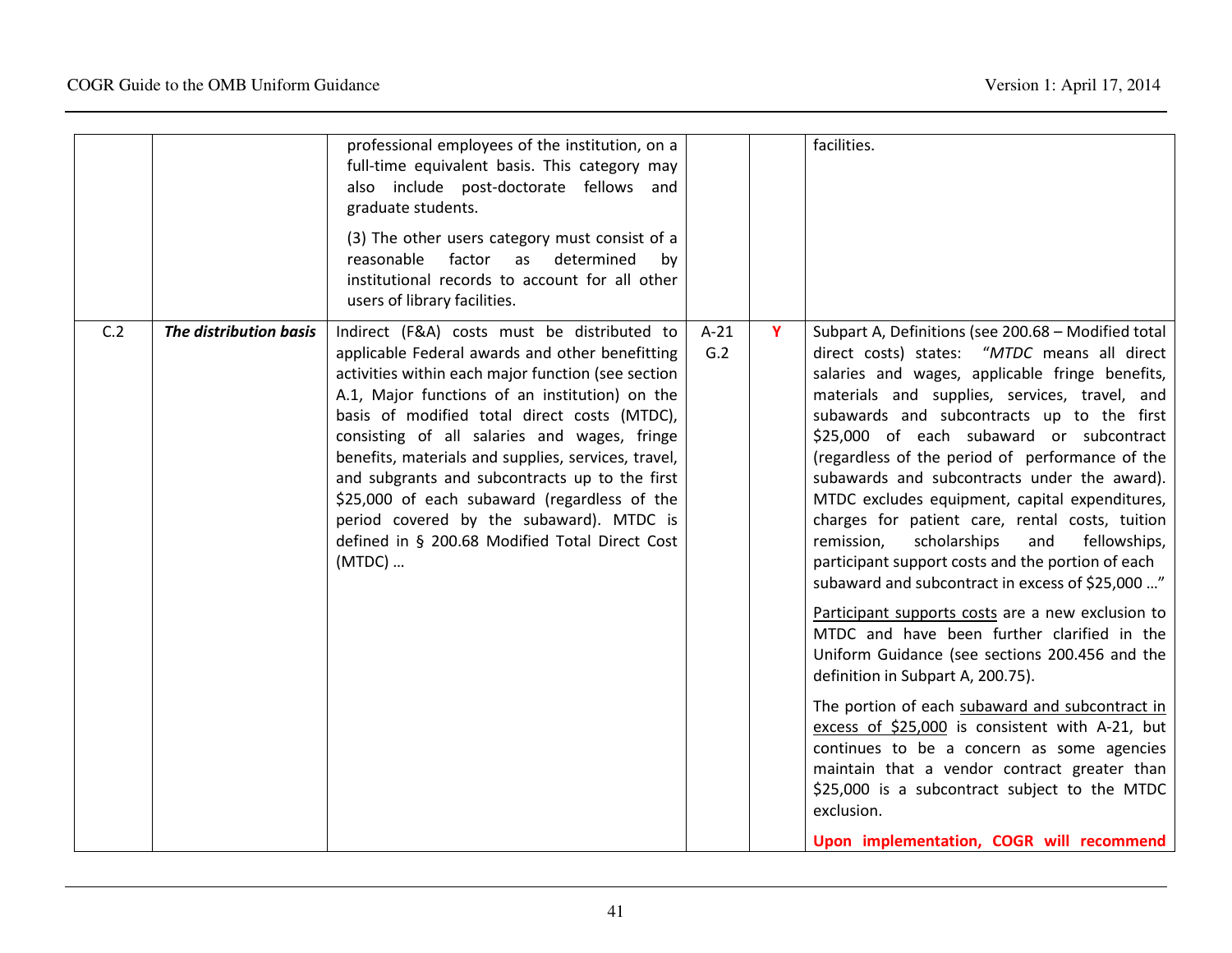| | | professional employees of the institution, on a full-time equivalent basis. This category may also include post-doctorate fellows and graduate students.<br><br>(3) The other users category must consist of a reasonable factor as determined by institutional records to account for all other users of library facilities. | | | facilities. |
|---|---|---|---|---|---|
| C.2 | ***The distribution basis*** | Indirect (F&A) costs must be distributed to applicable Federal awards and other benefitting activities within each major function (see section A.1, Major functions of an institution) on the basis of modified total direct costs (MTDC), consisting of all salaries and wages, fringe benefits, materials and supplies, services, travel, and subgrants and subcontracts up to the first $25,000 of each subaward (regardless of the period covered by the subaward). MTDC is defined in § 200.68 Modified Total Direct Cost (MTDC) … | A-21 G.2 | **Y** | Subpart A, Definitions (see 200.68 – Modified total direct costs) states: "*MTDC* means all direct salaries and wages, applicable fringe benefits, materials and supplies, services, travel, and subawards and subcontracts up to the first $25,000 of each subaward or subcontract (regardless of the period of performance of the subawards and subcontracts under the award). MTDC excludes equipment, capital expenditures, charges for patient care, rental costs, tuition remission, scholarships and fellowships, participant support costs and the portion of each subaward and subcontract in excess of $25,000 …"<br><br>Participant supports costs are a new exclusion to MTDC and have been further clarified in the Uniform Guidance (see sections 200.456 and the definition in Subpart A, 200.75).<br><br>The portion of each subaward and subcontract in excess of $25,000 is consistent with A-21, but continues to be a concern as some agencies maintain that a vendor contract greater than $25,000 is a subcontract subject to the MTDC exclusion.<br><br>**Upon implementation, COGR will recommend** |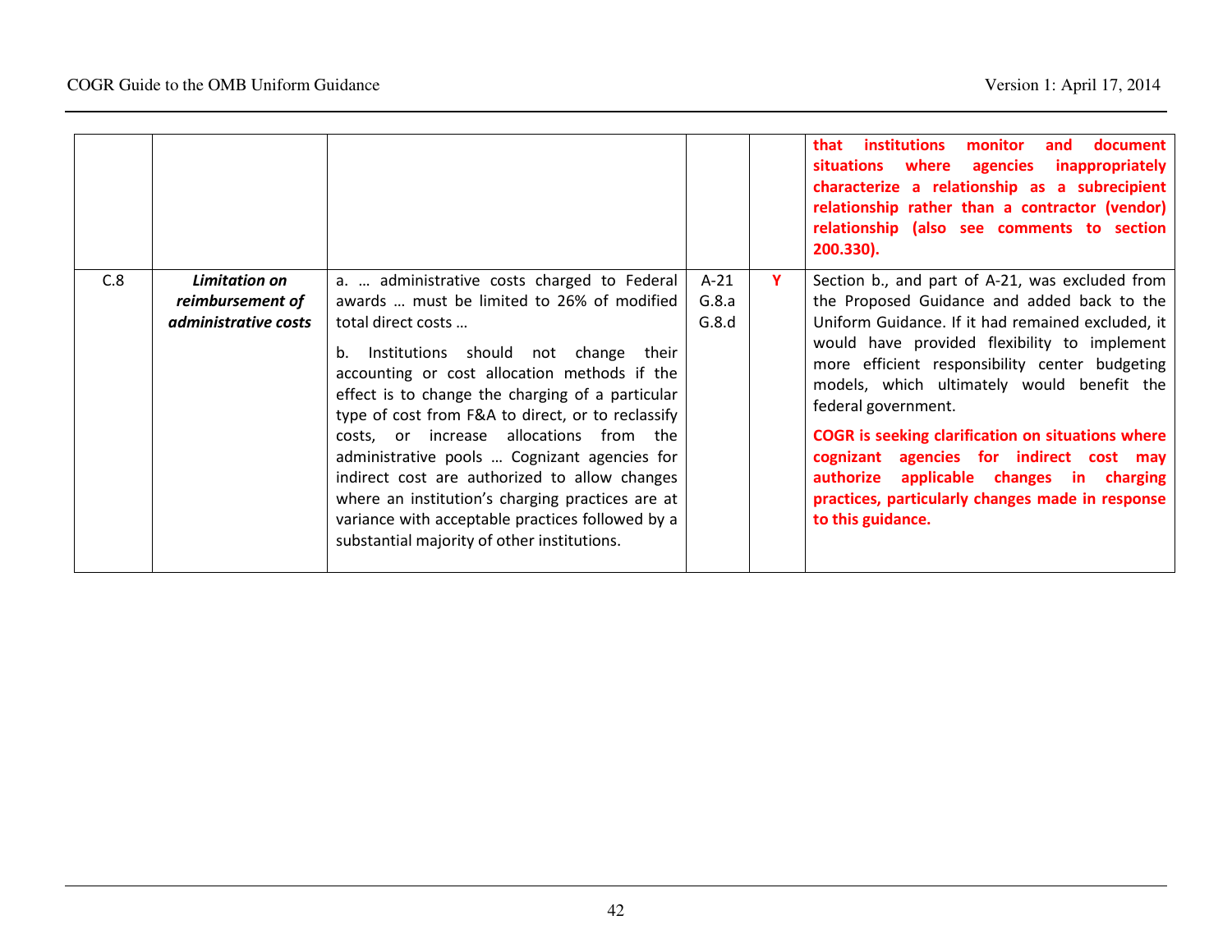| | | | | | |
|---|---|---|---|---|---|
| | | | | | **that institutions monitor and document situations where agencies inappropriately characterize a relationship as a subrecipient relationship rather than a contractor (vendor) relationship (also see comments to section 200.330).** |
| C.8 | ***Limitation on reimbursement of administrative costs*** | a. … administrative costs charged to Federal awards … must be limited to 26% of modified total direct costs …<br><br>b. Institutions should not change their accounting or cost allocation methods if the effect is to change the charging of a particular type of cost from F&A to direct, or to reclassify costs, or increase allocations from the administrative pools … Cognizant agencies for indirect cost are authorized to allow changes where an institution's charging practices are at variance with acceptable practices followed by a substantial majority of other institutions. | A-21 G.8.a G.8.d | **Y** | Section b., and part of A-21, was excluded from the Proposed Guidance and added back to the Uniform Guidance. If it had remained excluded, it would have provided flexibility to implement more efficient responsibility center budgeting models, which ultimately would benefit the federal government.<br><br>**COGR is seeking clarification on situations where cognizant agencies for indirect cost may authorize applicable changes in charging practices, particularly changes made in response to this guidance.** |